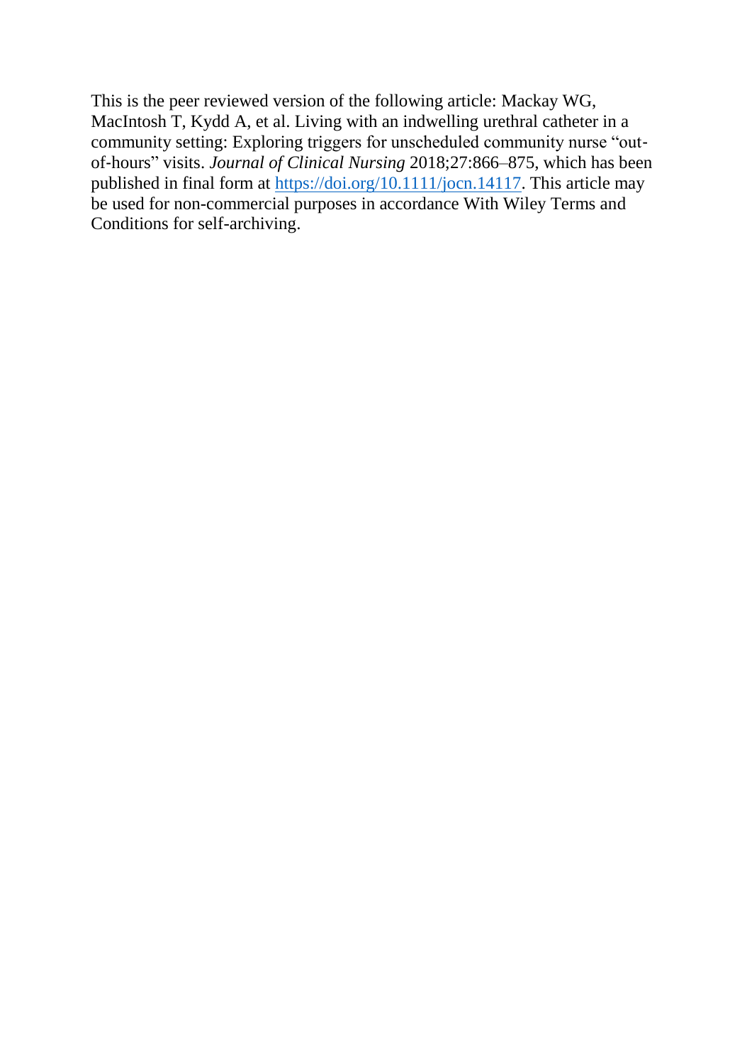This is the peer reviewed version of the following article: Mackay WG, MacIntosh T, Kydd A, et al. Living with an indwelling urethral catheter in a community setting: Exploring triggers for unscheduled community nurse "out-of-hours" visits. *Journal of Clinical Nursing* 2018;27:866–875, which has been published in final form at [https://doi.org/10.1111/jocn.14117](https://doi.org/10.1111/jocn.14117). This article may be used for non-commercial purposes in accordance With Wiley Terms and Conditions for self-archiving.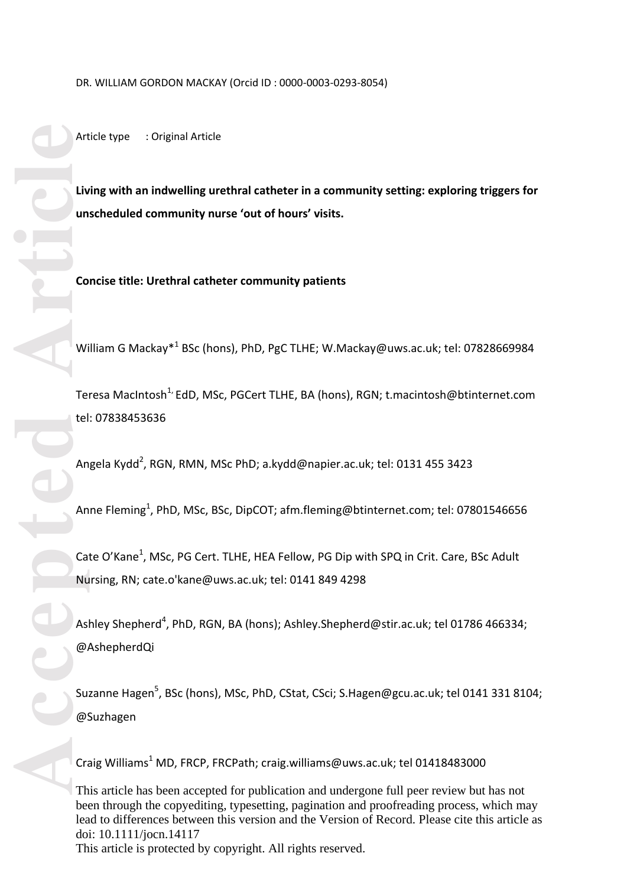DR. WILLIAM GORDON MACKAY (Orcid ID : 0000-0003-0293-8054)

Article type : Original Article

**Living with an indwelling urethral catheter in a community setting: exploring triggers for unscheduled community nurse 'out of hours' visits.**

**Concise title: Urethral catheter community patients**

William G Mackay*[1] BSc (hons), PhD, PgC TLHE; W.Mackay@uws.ac.uk; tel: 07828669984

Teresa MacIntosh[1,] EdD, MSc, PGCert TLHE, BA (hons), RGN; t.macintosh@btinternet.com tel: 07838453636

Angela Kydd[2], RGN, RMN, MSc PhD; a.kydd@napier.ac.uk; tel: 0131 455 3423

Anne Fleming[1], PhD, MSc, BSc, DipCOT; afm.fleming@btinternet.com; tel: 07801546656

Cate O'Kane[1], MSc, PG Cert. TLHE, HEA Fellow, PG Dip with SPQ in Crit. Care, BSc Adult Nursing, RN; cate.o'kane@uws.ac.uk; tel: 0141 849 4298

Ashley Shepherd[4], PhD, RGN, BA (hons); Ashley.Shepherd@stir.ac.uk; tel 01786 466334; @AshepherdQi

Suzanne Hagen[5], BSc (hons), MSc, PhD, CStat, CSci; S.Hagen@gcu.ac.uk; tel 0141 331 8104; @Suzhagen

Craig Williams[1] MD, FRCP, FRCPath; craig.williams@uws.ac.uk; tel 01418483000

This article has been accepted for publication and undergone full peer review but has not been through the copyediting, typesetting, pagination and proofreading process, which may lead to differences between this version and the Version of Record. Please cite this article as doi: 10.1111/jocn.14117

This article is protected by copyright. All rights reserved.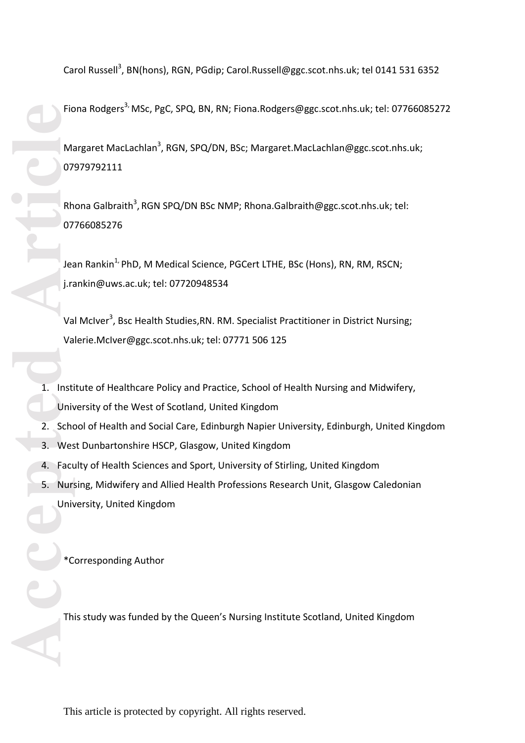Carol Russell[3], BN(hons), RGN, PGdip; Carol.Russell@ggc.scot.nhs.uk; tel 0141 531 6352

Fiona Rodgers[3,] MSc, PgC, SPQ, BN, RN; Fiona.Rodgers@ggc.scot.nhs.uk; tel: 07766085272

Margaret MacLachlan[3], RGN, SPQ/DN, BSc; Margaret.MacLachlan@ggc.scot.nhs.uk; 07979792111

Rhona Galbraith[3], RGN SPQ/DN BSc NMP; Rhona.Galbraith@ggc.scot.nhs.uk; tel: 07766085276

Jean Rankin[1,] PhD, M Medical Science, PGCert LTHE, BSc (Hons), RN, RM, RSCN; j.rankin@uws.ac.uk; tel: 07720948534

Val McIver[3], Bsc Health Studies,RN. RM. Specialist Practitioner in District Nursing; Valerie.McIver@ggc.scot.nhs.uk; tel: 07771 506 125

1. Institute of Healthcare Policy and Practice, School of Health Nursing and Midwifery, University of the West of Scotland, United Kingdom
2. School of Health and Social Care, Edinburgh Napier University, Edinburgh, United Kingdom
3. West Dunbartonshire HSCP, Glasgow, United Kingdom
4. Faculty of Health Sciences and Sport, University of Stirling, United Kingdom
5. Nursing, Midwifery and Allied Health Professions Research Unit, Glasgow Caledonian University, United Kingdom

*Corresponding Author

This study was funded by the Queen's Nursing Institute Scotland, United Kingdom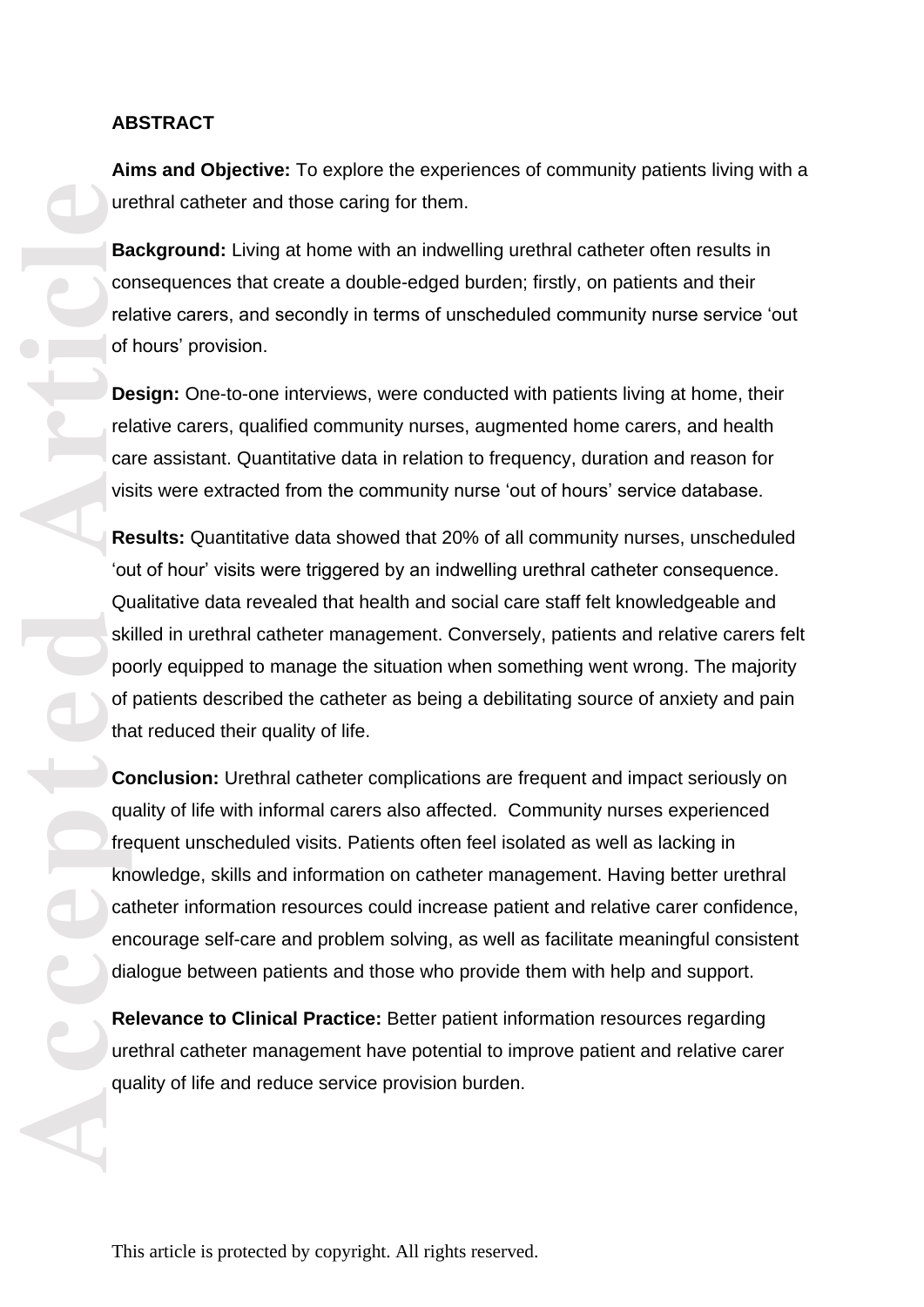## ABSTRACT

**Aims and Objective:** To explore the experiences of community patients living with a urethral catheter and those caring for them.

**Background:** Living at home with an indwelling urethral catheter often results in consequences that create a double-edged burden; firstly, on patients and their relative carers, and secondly in terms of unscheduled community nurse service 'out of hours' provision.

**Design:** One-to-one interviews, were conducted with patients living at home, their relative carers, qualified community nurses, augmented home carers, and health care assistant. Quantitative data in relation to frequency, duration and reason for visits were extracted from the community nurse 'out of hours' service database.

**Results:** Quantitative data showed that 20% of all community nurses, unscheduled 'out of hour' visits were triggered by an indwelling urethral catheter consequence. Qualitative data revealed that health and social care staff felt knowledgeable and skilled in urethral catheter management. Conversely, patients and relative carers felt poorly equipped to manage the situation when something went wrong. The majority of patients described the catheter as being a debilitating source of anxiety and pain that reduced their quality of life.

**Conclusion:** Urethral catheter complications are frequent and impact seriously on quality of life with informal carers also affected. Community nurses experienced frequent unscheduled visits. Patients often feel isolated as well as lacking in knowledge, skills and information on catheter management. Having better urethral catheter information resources could increase patient and relative carer confidence, encourage self-care and problem solving, as well as facilitate meaningful consistent dialogue between patients and those who provide them with help and support.

**Relevance to Clinical Practice:** Better patient information resources regarding urethral catheter management have potential to improve patient and relative carer quality of life and reduce service provision burden.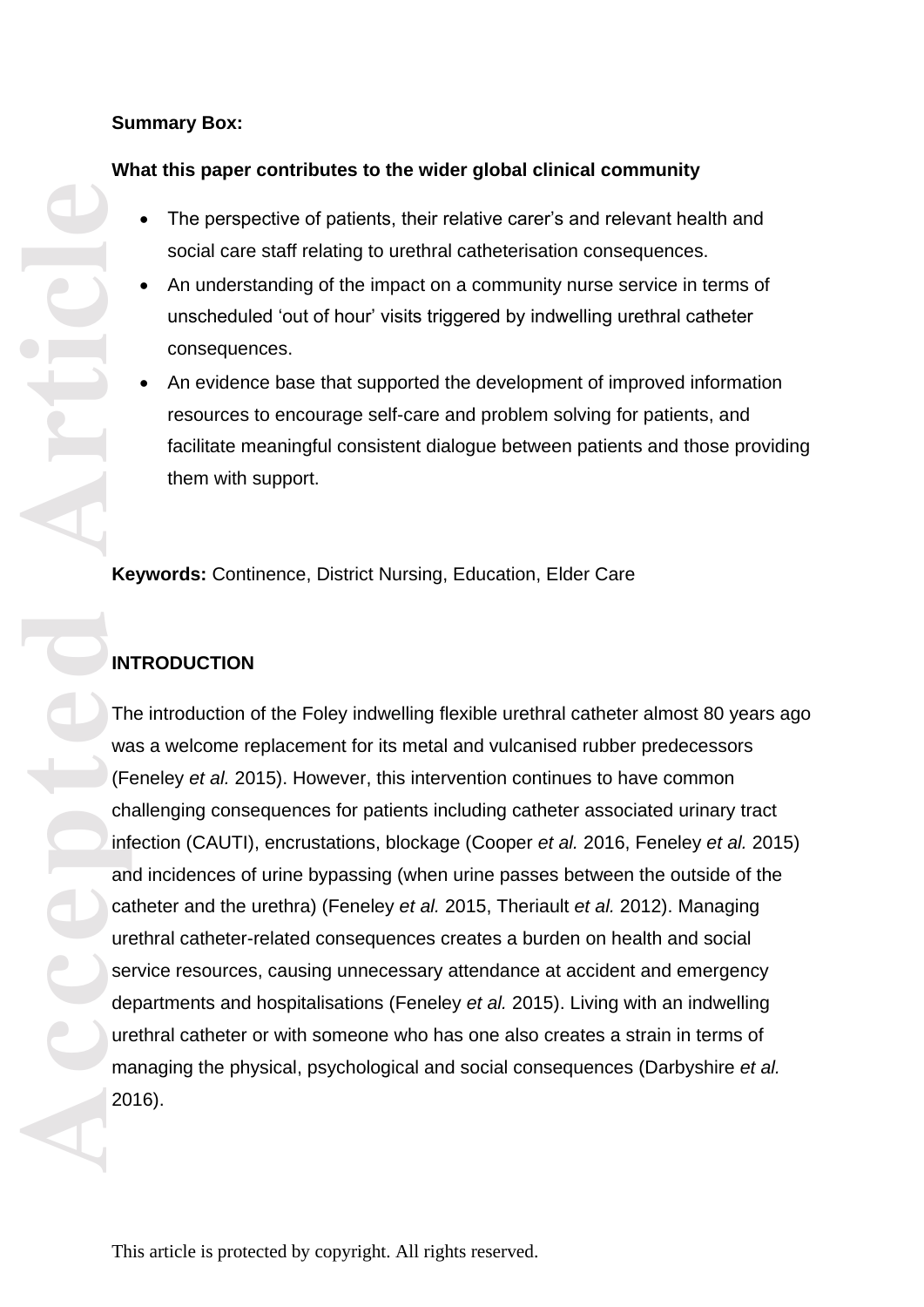**Summary Box:**

**What this paper contributes to the wider global clinical community**

- The perspective of patients, their relative carer's and relevant health and social care staff relating to urethral catheterisation consequences.
- An understanding of the impact on a community nurse service in terms of unscheduled 'out of hour' visits triggered by indwelling urethral catheter consequences.
- An evidence base that supported the development of improved information resources to encourage self-care and problem solving for patients, and facilitate meaningful consistent dialogue between patients and those providing them with support.

**Keywords:** Continence, District Nursing, Education, Elder Care

## INTRODUCTION

The introduction of the Foley indwelling flexible urethral catheter almost 80 years ago was a welcome replacement for its metal and vulcanised rubber predecessors (Feneley *et al.* 2015). However, this intervention continues to have common challenging consequences for patients including catheter associated urinary tract infection (CAUTI), encrustations, blockage (Cooper *et al.* 2016, Feneley *et al.* 2015) and incidences of urine bypassing (when urine passes between the outside of the catheter and the urethra) (Feneley *et al.* 2015, Theriault *et al.* 2012). Managing urethral catheter-related consequences creates a burden on health and social service resources, causing unnecessary attendance at accident and emergency departments and hospitalisations (Feneley *et al.* 2015). Living with an indwelling urethral catheter or with someone who has one also creates a strain in terms of managing the physical, psychological and social consequences (Darbyshire *et al.* 2016).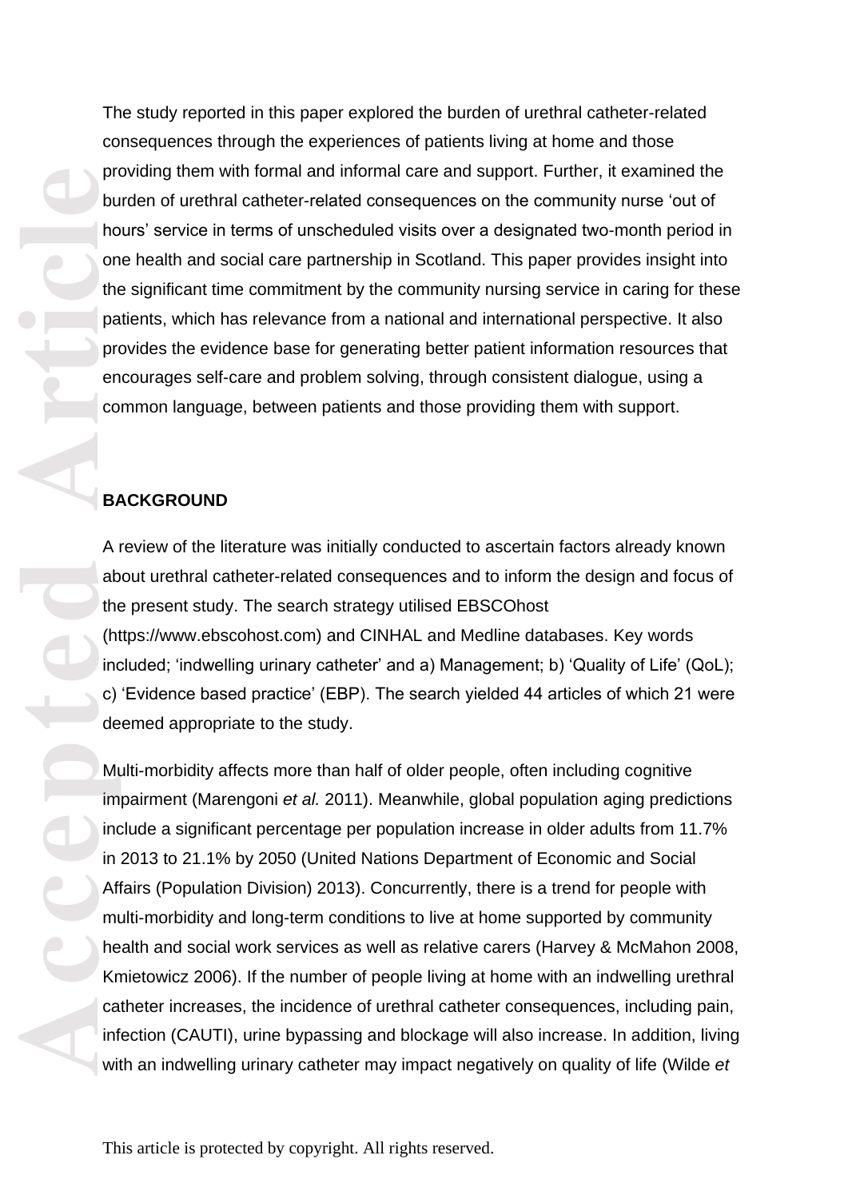The study reported in this paper explored the burden of urethral catheter-related consequences through the experiences of patients living at home and those providing them with formal and informal care and support. Further, it examined the burden of urethral catheter-related consequences on the community nurse 'out of hours' service in terms of unscheduled visits over a designated two-month period in one health and social care partnership in Scotland. This paper provides insight into the significant time commitment by the community nursing service in caring for these patients, which has relevance from a national and international perspective. It also provides the evidence base for generating better patient information resources that encourages self-care and problem solving, through consistent dialogue, using a common language, between patients and those providing them with support.

## BACKGROUND

A review of the literature was initially conducted to ascertain factors already known about urethral catheter-related consequences and to inform the design and focus of the present study. The search strategy utilised EBSCOhost (https://www.ebscohost.com) and CINHAL and Medline databases. Key words included; 'indwelling urinary catheter' and a) Management; b) 'Quality of Life' (QoL); c) 'Evidence based practice' (EBP). The search yielded 44 articles of which 21 were deemed appropriate to the study.

Multi-morbidity affects more than half of older people, often including cognitive impairment (Marengoni *et al.* 2011). Meanwhile, global population aging predictions include a significant percentage per population increase in older adults from 11.7% in 2013 to 21.1% by 2050 (United Nations Department of Economic and Social Affairs (Population Division) 2013). Concurrently, there is a trend for people with multi-morbidity and long-term conditions to live at home supported by community health and social work services as well as relative carers (Harvey & McMahon 2008, Kmietowicz 2006). If the number of people living at home with an indwelling urethral catheter increases, the incidence of urethral catheter consequences, including pain, infection (CAUTI), urine bypassing and blockage will also increase. In addition, living with an indwelling urinary catheter may impact negatively on quality of life (Wilde *et*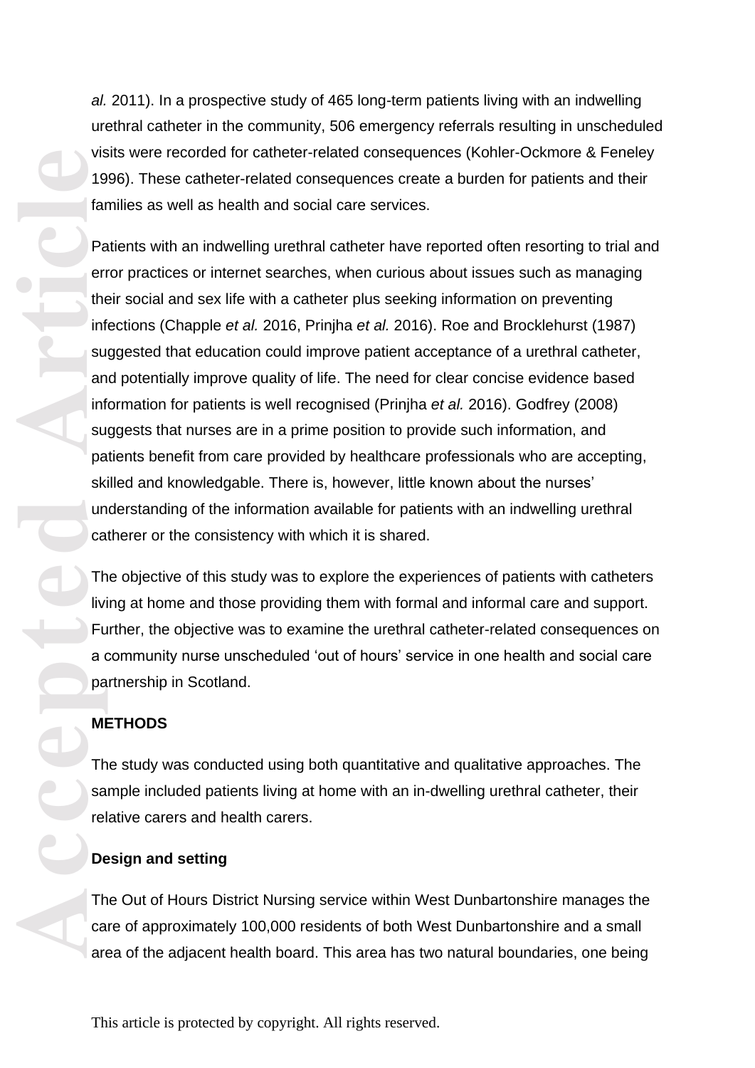*al.* 2011). In a prospective study of 465 long-term patients living with an indwelling urethral catheter in the community, 506 emergency referrals resulting in unscheduled visits were recorded for catheter-related consequences (Kohler-Ockmore & Feneley 1996). These catheter-related consequences create a burden for patients and their families as well as health and social care services.

Patients with an indwelling urethral catheter have reported often resorting to trial and error practices or internet searches, when curious about issues such as managing their social and sex life with a catheter plus seeking information on preventing infections (Chapple *et al.* 2016, Prinjha *et al.* 2016). Roe and Brocklehurst (1987) suggested that education could improve patient acceptance of a urethral catheter, and potentially improve quality of life. The need for clear concise evidence based information for patients is well recognised (Prinjha *et al.* 2016). Godfrey (2008) suggests that nurses are in a prime position to provide such information, and patients benefit from care provided by healthcare professionals who are accepting, skilled and knowledgable. There is, however, little known about the nurses' understanding of the information available for patients with an indwelling urethral catherer or the consistency with which it is shared.

The objective of this study was to explore the experiences of patients with catheters living at home and those providing them with formal and informal care and support. Further, the objective was to examine the urethral catheter-related consequences on a community nurse unscheduled 'out of hours' service in one health and social care partnership in Scotland.

## METHODS

The study was conducted using both quantitative and qualitative approaches. The sample included patients living at home with an in-dwelling urethral catheter, their relative carers and health carers.

### Design and setting

The Out of Hours District Nursing service within West Dunbartonshire manages the care of approximately 100,000 residents of both West Dunbartonshire and a small area of the adjacent health board. This area has two natural boundaries, one being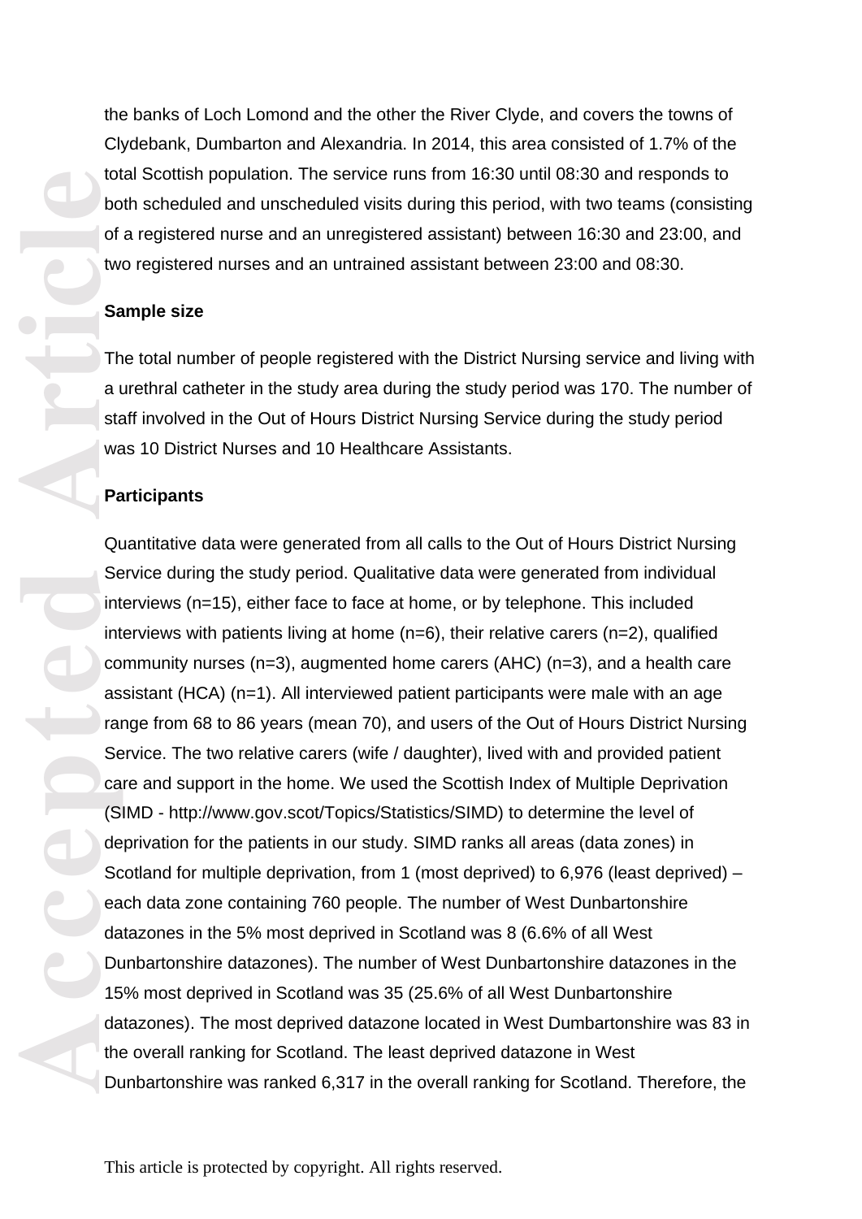the banks of Loch Lomond and the other the River Clyde, and covers the towns of Clydebank, Dumbarton and Alexandria. In 2014, this area consisted of 1.7% of the total Scottish population. The service runs from 16:30 until 08:30 and responds to both scheduled and unscheduled visits during this period, with two teams (consisting of a registered nurse and an unregistered assistant) between 16:30 and 23:00, and two registered nurses and an untrained assistant between 23:00 and 08:30.

**Sample size**

The total number of people registered with the District Nursing service and living with a urethral catheter in the study area during the study period was 170. The number of staff involved in the Out of Hours District Nursing Service during the study period was 10 District Nurses and 10 Healthcare Assistants.

**Participants**

Quantitative data were generated from all calls to the Out of Hours District Nursing Service during the study period. Qualitative data were generated from individual interviews (n=15), either face to face at home, or by telephone. This included interviews with patients living at home (n=6), their relative carers (n=2), qualified community nurses (n=3), augmented home carers (AHC) (n=3), and a health care assistant (HCA) (n=1). All interviewed patient participants were male with an age range from 68 to 86 years (mean 70), and users of the Out of Hours District Nursing Service. The two relative carers (wife / daughter), lived with and provided patient care and support in the home. We used the Scottish Index of Multiple Deprivation (SIMD - http://www.gov.scot/Topics/Statistics/SIMD) to determine the level of deprivation for the patients in our study. SIMD ranks all areas (data zones) in Scotland for multiple deprivation, from 1 (most deprived) to 6,976 (least deprived) – each data zone containing 760 people. The number of West Dunbartonshire datazones in the 5% most deprived in Scotland was 8 (6.6% of all West Dunbartonshire datazones). The number of West Dunbartonshire datazones in the 15% most deprived in Scotland was 35 (25.6% of all West Dunbartonshire datazones). The most deprived datazone located in West Dumbartonshire was 83 in the overall ranking for Scotland. The least deprived datazone in West Dunbartonshire was ranked 6,317 in the overall ranking for Scotland. Therefore, the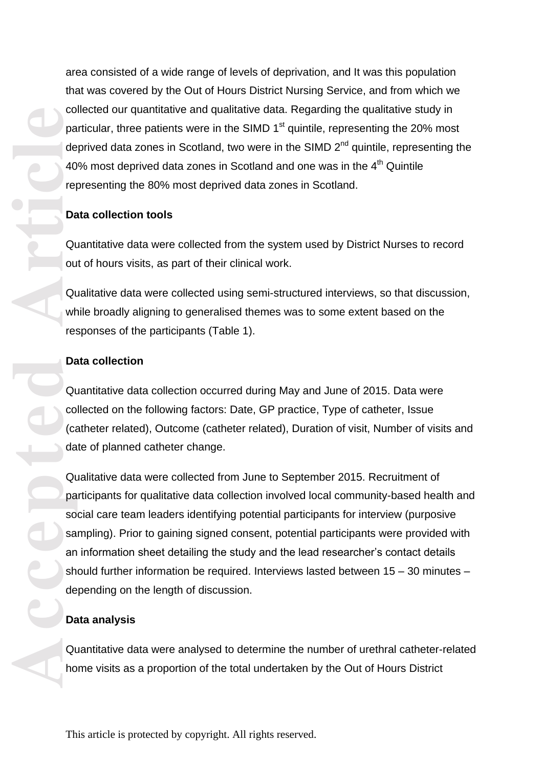area consisted of a wide range of levels of deprivation, and It was this population that was covered by the Out of Hours District Nursing Service, and from which we collected our quantitative and qualitative data. Regarding the qualitative study in particular, three patients were in the SIMD 1st quintile, representing the 20% most deprived data zones in Scotland, two were in the SIMD 2nd quintile, representing the 40% most deprived data zones in Scotland and one was in the 4th Quintile representing the 80% most deprived data zones in Scotland.

**Data collection tools**

Quantitative data were collected from the system used by District Nurses to record out of hours visits, as part of their clinical work.

Qualitative data were collected using semi-structured interviews, so that discussion, while broadly aligning to generalised themes was to some extent based on the responses of the participants (Table 1).

**Data collection**

Quantitative data collection occurred during May and June of 2015. Data were collected on the following factors: Date, GP practice, Type of catheter, Issue (catheter related), Outcome (catheter related), Duration of visit, Number of visits and date of planned catheter change.

Qualitative data were collected from June to September 2015. Recruitment of participants for qualitative data collection involved local community-based health and social care team leaders identifying potential participants for interview (purposive sampling). Prior to gaining signed consent, potential participants were provided with an information sheet detailing the study and the lead researcher's contact details should further information be required. Interviews lasted between 15 – 30 minutes – depending on the length of discussion.

**Data analysis**

Quantitative data were analysed to determine the number of urethral catheter-related home visits as a proportion of the total undertaken by the Out of Hours District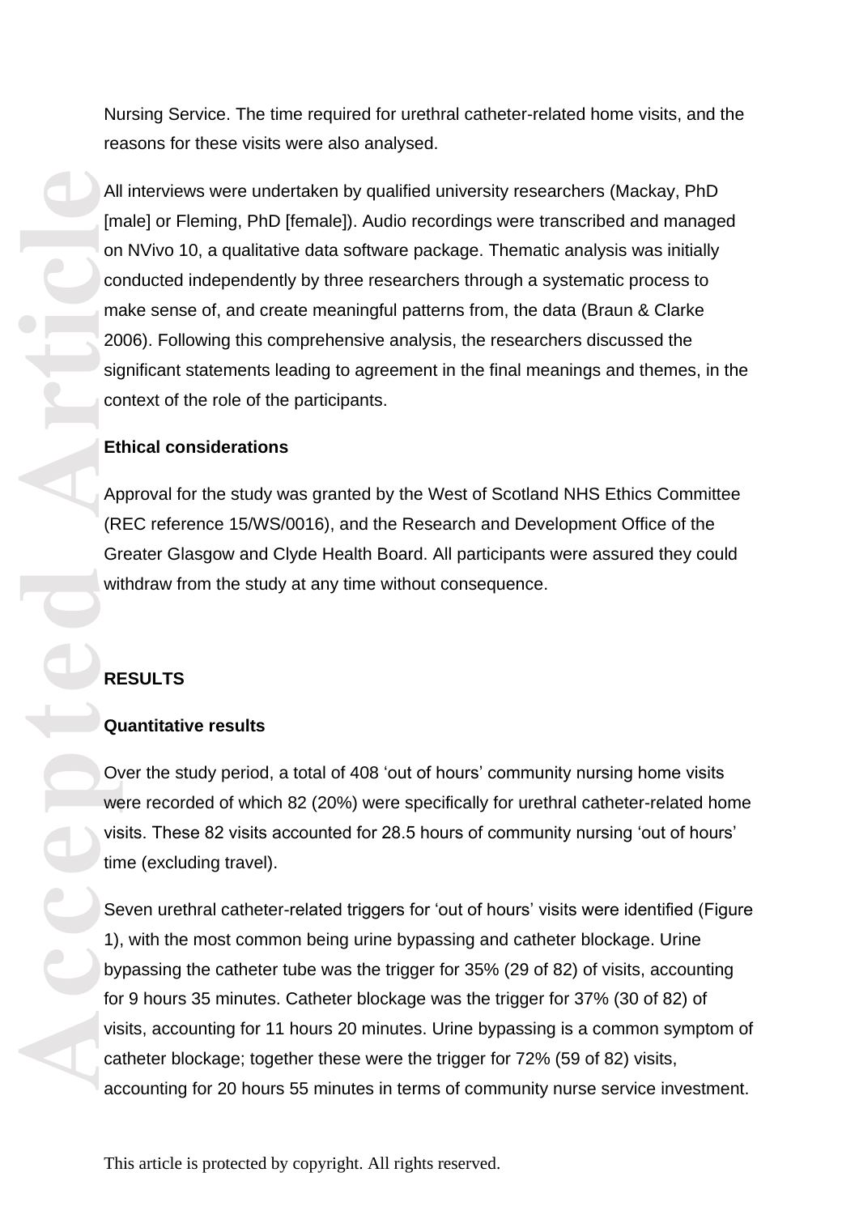Nursing Service. The time required for urethral catheter-related home visits, and the reasons for these visits were also analysed.

All interviews were undertaken by qualified university researchers (Mackay, PhD [male] or Fleming, PhD [female]). Audio recordings were transcribed and managed on NVivo 10, a qualitative data software package. Thematic analysis was initially conducted independently by three researchers through a systematic process to make sense of, and create meaningful patterns from, the data (Braun & Clarke 2006). Following this comprehensive analysis, the researchers discussed the significant statements leading to agreement in the final meanings and themes, in the context of the role of the participants.

**Ethical considerations**

Approval for the study was granted by the West of Scotland NHS Ethics Committee (REC reference 15/WS/0016), and the Research and Development Office of the Greater Glasgow and Clyde Health Board. All participants were assured they could withdraw from the study at any time without consequence.

## RESULTS

### Quantitative results

Over the study period, a total of 408 'out of hours' community nursing home visits were recorded of which 82 (20%) were specifically for urethral catheter-related home visits. These 82 visits accounted for 28.5 hours of community nursing 'out of hours' time (excluding travel).

Seven urethral catheter-related triggers for 'out of hours' visits were identified (Figure 1), with the most common being urine bypassing and catheter blockage. Urine bypassing the catheter tube was the trigger for 35% (29 of 82) of visits, accounting for 9 hours 35 minutes. Catheter blockage was the trigger for 37% (30 of 82) of visits, accounting for 11 hours 20 minutes. Urine bypassing is a common symptom of catheter blockage; together these were the trigger for 72% (59 of 82) visits, accounting for 20 hours 55 minutes in terms of community nurse service investment.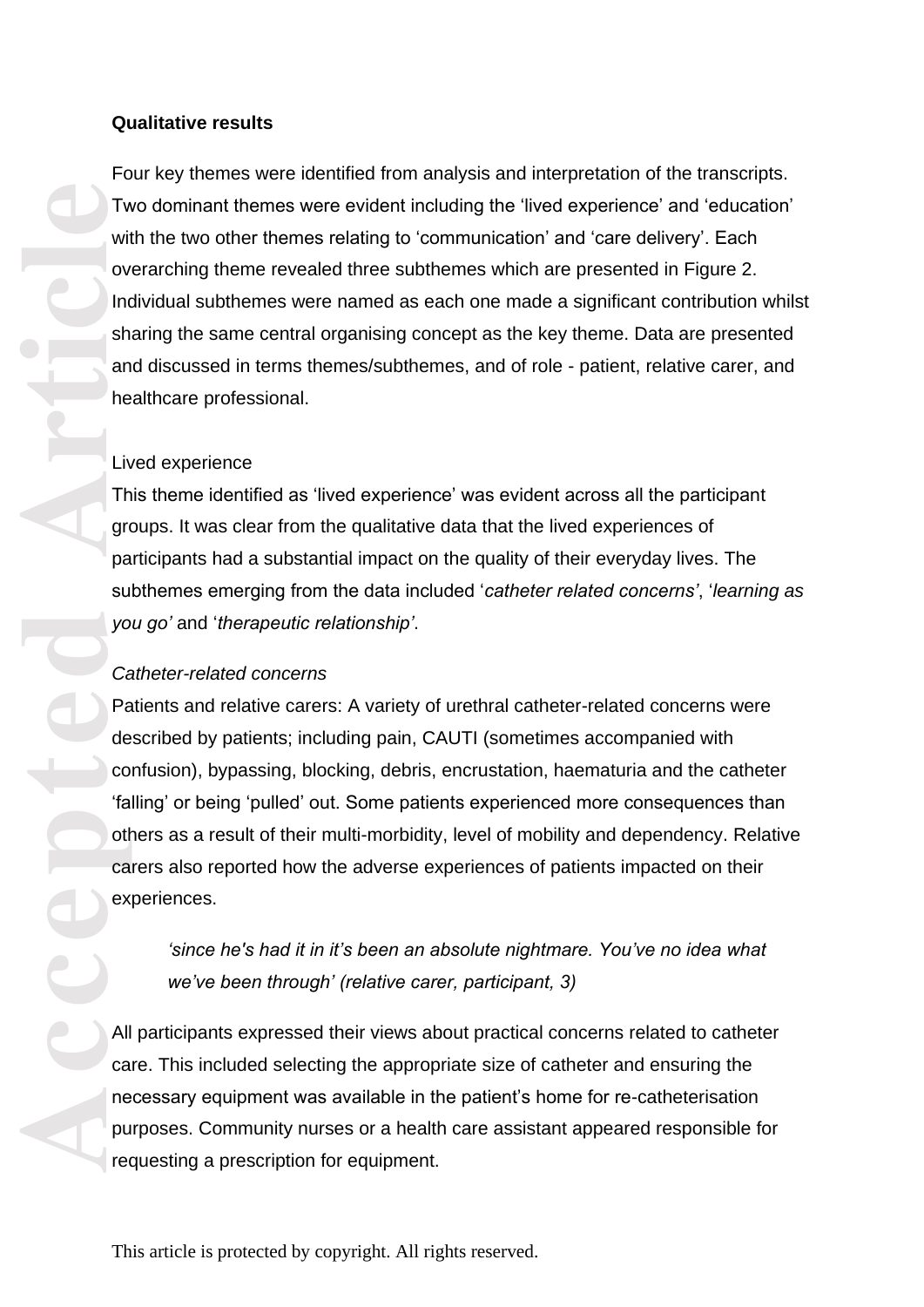**Qualitative results**

Four key themes were identified from analysis and interpretation of the transcripts. Two dominant themes were evident including the 'lived experience' and 'education' with the two other themes relating to 'communication' and 'care delivery'. Each overarching theme revealed three subthemes which are presented in Figure 2. Individual subthemes were named as each one made a significant contribution whilst sharing the same central organising concept as the key theme. Data are presented and discussed in terms themes/subthemes, and of role - patient, relative carer, and healthcare professional.

Lived experience

This theme identified as 'lived experience' was evident across all the participant groups. It was clear from the qualitative data that the lived experiences of participants had a substantial impact on the quality of their everyday lives. The subthemes emerging from the data included '*catheter related concerns*', '*learning as you go*' and '*therapeutic relationship*'.

*Catheter-related concerns*

Patients and relative carers: A variety of urethral catheter-related concerns were described by patients; including pain, CAUTI (sometimes accompanied with confusion), bypassing, blocking, debris, encrustation, haematuria and the catheter 'falling' or being 'pulled' out. Some patients experienced more consequences than others as a result of their multi-morbidity, level of mobility and dependency. Relative carers also reported how the adverse experiences of patients impacted on their experiences.

> *'since he's had it in it's been an absolute nightmare. You've no idea what we've been through' (relative carer, participant, 3)*

All participants expressed their views about practical concerns related to catheter care. This included selecting the appropriate size of catheter and ensuring the necessary equipment was available in the patient's home for re-catheterisation purposes. Community nurses or a health care assistant appeared responsible for requesting a prescription for equipment.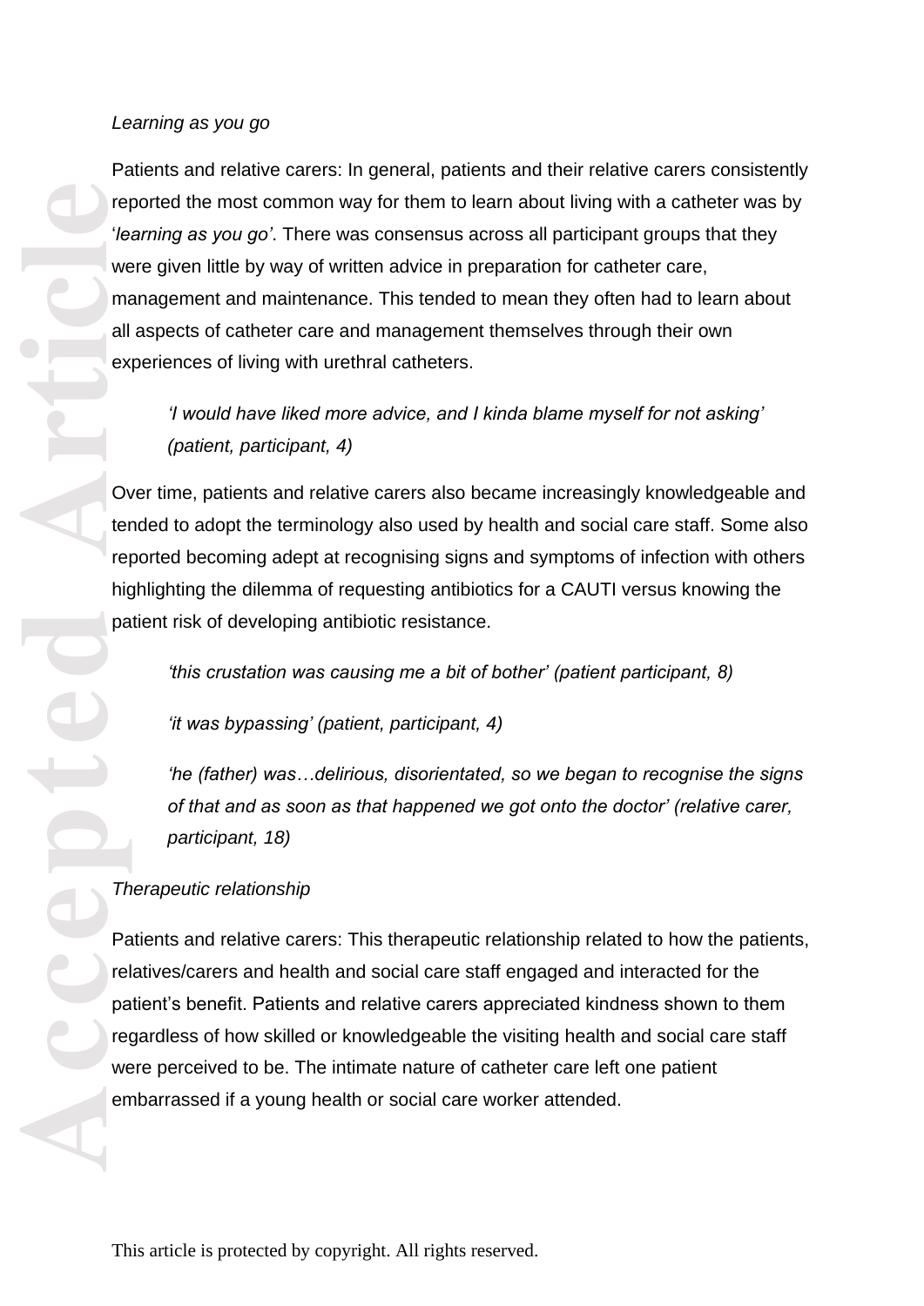*Learning as you go*

Patients and relative carers: In general, patients and their relative carers consistently reported the most common way for them to learn about living with a catheter was by '*learning as you go*'. There was consensus across all participant groups that they were given little by way of written advice in preparation for catheter care, management and maintenance. This tended to mean they often had to learn about all aspects of catheter care and management themselves through their own experiences of living with urethral catheters.

> *'I would have liked more advice, and I kinda blame myself for not asking' (patient, participant, 4)*

Over time, patients and relative carers also became increasingly knowledgeable and tended to adopt the terminology also used by health and social care staff. Some also reported becoming adept at recognising signs and symptoms of infection with others highlighting the dilemma of requesting antibiotics for a CAUTI versus knowing the patient risk of developing antibiotic resistance.

> *'this crustation was causing me a bit of bother' (patient participant, 8)*
>
> *'it was bypassing' (patient, participant, 4)*
>
> *'he (father) was…delirious, disorientated, so we began to recognise the signs of that and as soon as that happened we got onto the doctor' (relative carer, participant, 18)*

*Therapeutic relationship*

Patients and relative carers: This therapeutic relationship related to how the patients, relatives/carers and health and social care staff engaged and interacted for the patient's benefit. Patients and relative carers appreciated kindness shown to them regardless of how skilled or knowledgeable the visiting health and social care staff were perceived to be. The intimate nature of catheter care left one patient embarrassed if a young health or social care worker attended.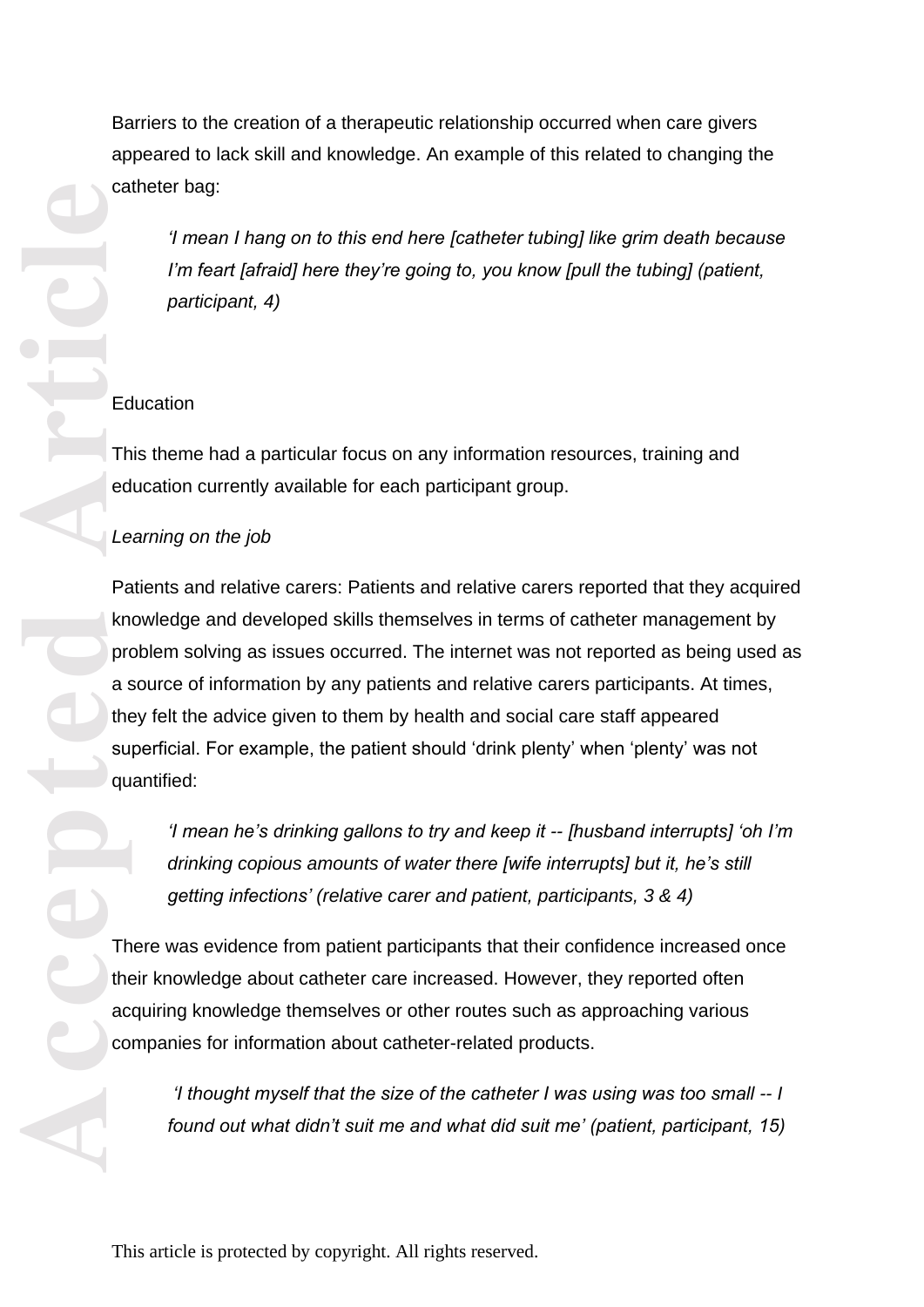Barriers to the creation of a therapeutic relationship occurred when care givers appeared to lack skill and knowledge. An example of this related to changing the catheter bag:

> *'I mean I hang on to this end here [catheter tubing] like grim death because I'm feart [afraid] here they're going to, you know [pull the tubing] (patient, participant, 4)*

Education

This theme had a particular focus on any information resources, training and education currently available for each participant group.

*Learning on the job*

Patients and relative carers: Patients and relative carers reported that they acquired knowledge and developed skills themselves in terms of catheter management by problem solving as issues occurred. The internet was not reported as being used as a source of information by any patients and relative carers participants. At times, they felt the advice given to them by health and social care staff appeared superficial. For example, the patient should 'drink plenty' when 'plenty' was not quantified:

> *'I mean he's drinking gallons to try and keep it -- [husband interrupts] 'oh I'm drinking copious amounts of water there [wife interrupts] but it, he's still getting infections' (relative carer and patient, participants, 3 & 4)*

There was evidence from patient participants that their confidence increased once their knowledge about catheter care increased. However, they reported often acquiring knowledge themselves or other routes such as approaching various companies for information about catheter-related products.

> *'I thought myself that the size of the catheter I was using was too small -- I found out what didn't suit me and what did suit me' (patient, participant, 15)*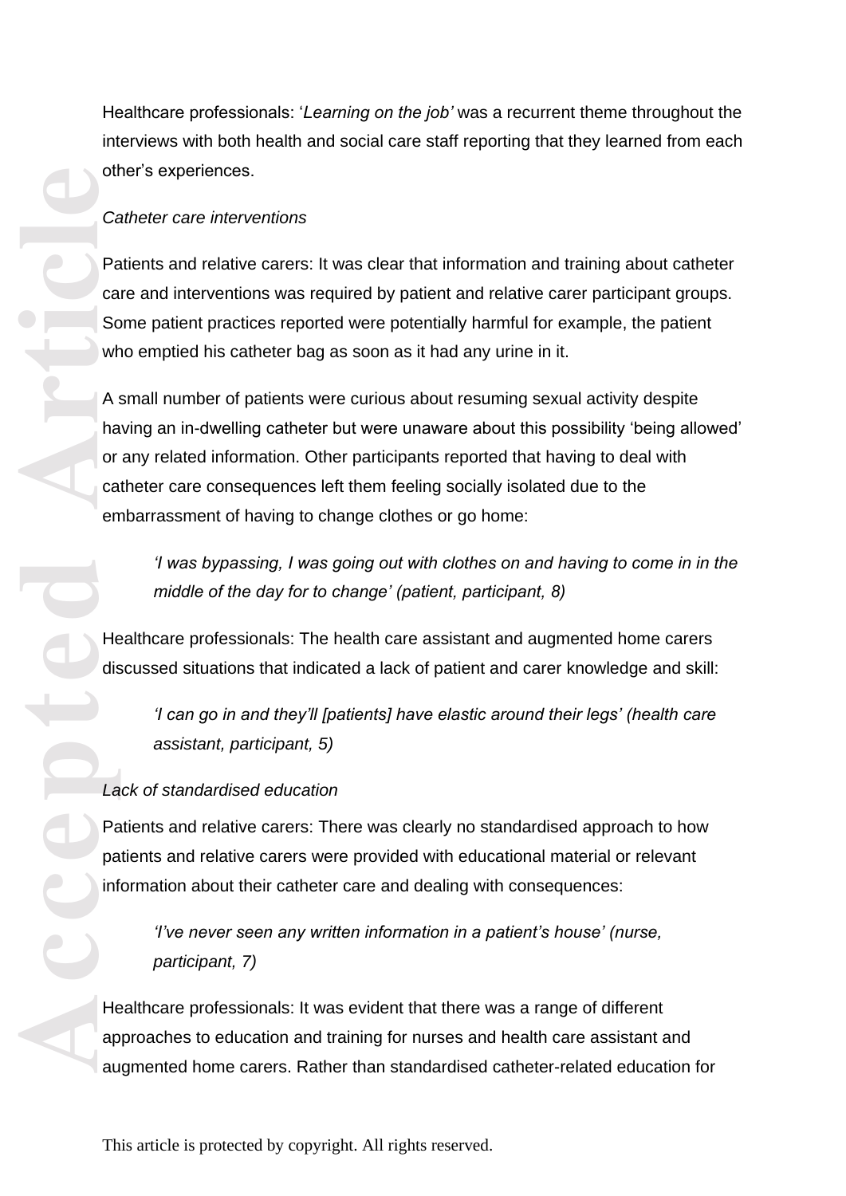Healthcare professionals: '*Learning on the job'* was a recurrent theme throughout the interviews with both health and social care staff reporting that they learned from each other's experiences.

*Catheter care interventions*

Patients and relative carers: It was clear that information and training about catheter care and interventions was required by patient and relative carer participant groups. Some patient practices reported were potentially harmful for example, the patient who emptied his catheter bag as soon as it had any urine in it.

A small number of patients were curious about resuming sexual activity despite having an in-dwelling catheter but were unaware about this possibility 'being allowed' or any related information. Other participants reported that having to deal with catheter care consequences left them feeling socially isolated due to the embarrassment of having to change clothes or go home:

> *'I was bypassing, I was going out with clothes on and having to come in in the middle of the day for to change' (patient, participant, 8)*

Healthcare professionals: The health care assistant and augmented home carers discussed situations that indicated a lack of patient and carer knowledge and skill:

> *'I can go in and they'll [patients] have elastic around their legs' (health care assistant, participant, 5)*

*Lack of standardised education*

Patients and relative carers: There was clearly no standardised approach to how patients and relative carers were provided with educational material or relevant information about their catheter care and dealing with consequences:

> *'I've never seen any written information in a patient's house' (nurse, participant, 7)*

Healthcare professionals: It was evident that there was a range of different approaches to education and training for nurses and health care assistant and augmented home carers. Rather than standardised catheter-related education for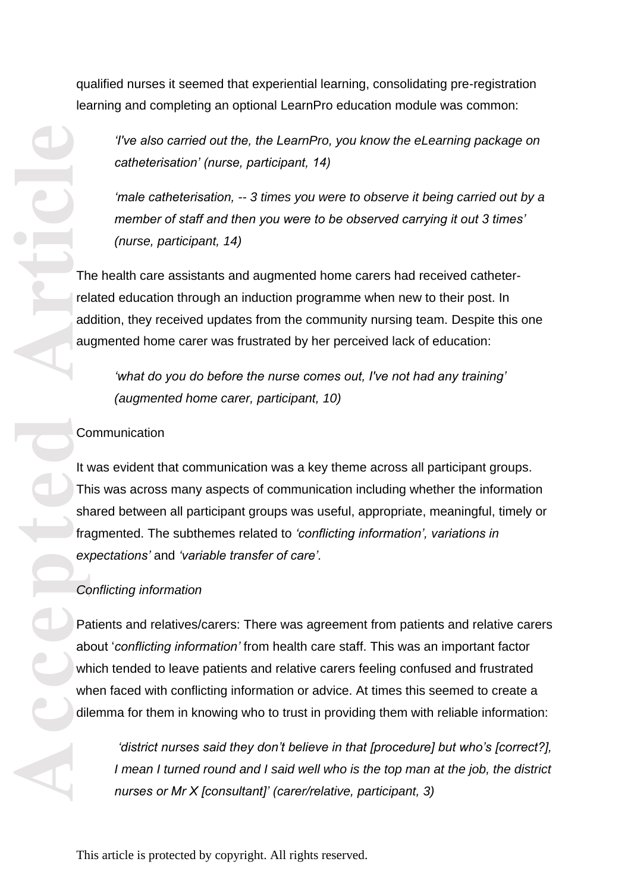qualified nurses it seemed that experiential learning, consolidating pre-registration learning and completing an optional LearnPro education module was common:

> *'I've also carried out the, the LearnPro, you know the eLearning package on catheterisation' (nurse, participant, 14)*

> *'male catheterisation, -- 3 times you were to observe it being carried out by a member of staff and then you were to be observed carrying it out 3 times' (nurse, participant, 14)*

The health care assistants and augmented home carers had received catheter-related education through an induction programme when new to their post. In addition, they received updates from the community nursing team. Despite this one augmented home carer was frustrated by her perceived lack of education:

> *'what do you do before the nurse comes out, I've not had any training' (augmented home carer, participant, 10)*

Communication

It was evident that communication was a key theme across all participant groups. This was across many aspects of communication including whether the information shared between all participant groups was useful, appropriate, meaningful, timely or fragmented. The subthemes related to *'conflicting information', variations in expectations'* and *'variable transfer of care'.*

*Conflicting information*

Patients and relatives/carers: There was agreement from patients and relative carers about '*conflicting information'* from health care staff. This was an important factor which tended to leave patients and relative carers feeling confused and frustrated when faced with conflicting information or advice. At times this seemed to create a dilemma for them in knowing who to trust in providing them with reliable information:

> *'district nurses said they don't believe in that [procedure] but who's [correct?], I mean I turned round and I said well who is the top man at the job, the district nurses or Mr X [consultant]' (carer/relative, participant, 3)*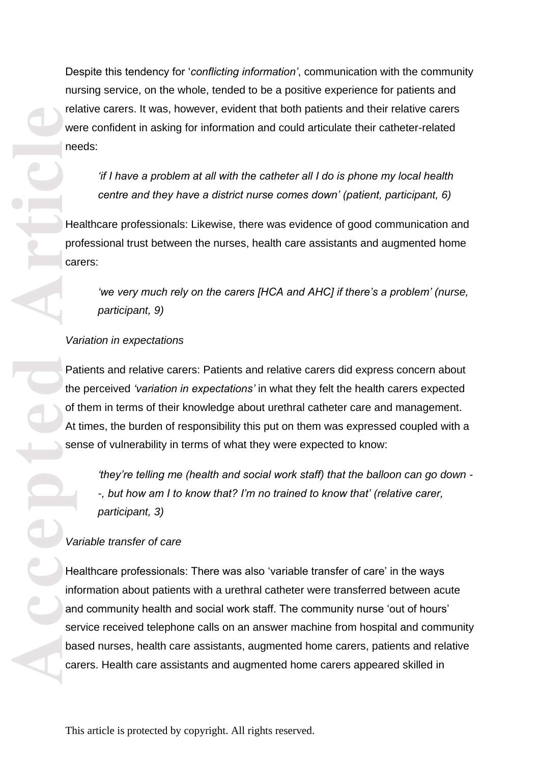Despite this tendency for '*conflicting information'*, communication with the community nursing service, on the whole, tended to be a positive experience for patients and relative carers. It was, however, evident that both patients and their relative carers were confident in asking for information and could articulate their catheter-related needs:

> *'if I have a problem at all with the catheter all I do is phone my local health centre and they have a district nurse comes down' (patient, participant, 6)*

Healthcare professionals: Likewise, there was evidence of good communication and professional trust between the nurses, health care assistants and augmented home carers:

> *'we very much rely on the carers [HCA and AHC] if there's a problem' (nurse, participant, 9)*

*Variation in expectations*

Patients and relative carers: Patients and relative carers did express concern about the perceived *'variation in expectations'* in what they felt the health carers expected of them in terms of their knowledge about urethral catheter care and management. At times, the burden of responsibility this put on them was expressed coupled with a sense of vulnerability in terms of what they were expected to know:

> *'they're telling me (health and social work staff) that the balloon can go down --, but how am I to know that? I'm no trained to know that' (relative carer, participant, 3)*

*Variable transfer of care*

Healthcare professionals: There was also 'variable transfer of care' in the ways information about patients with a urethral catheter were transferred between acute and community health and social work staff. The community nurse 'out of hours' service received telephone calls on an answer machine from hospital and community based nurses, health care assistants, augmented home carers, patients and relative carers. Health care assistants and augmented home carers appeared skilled in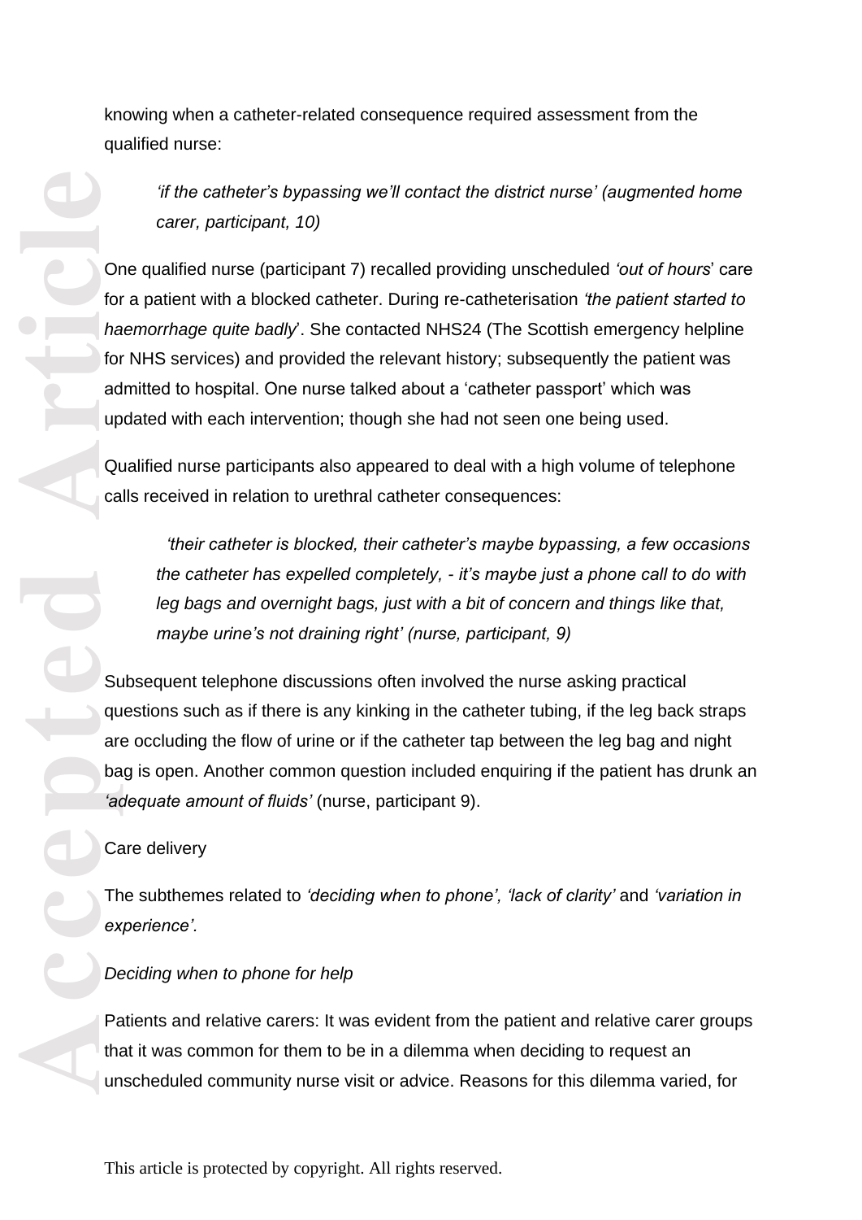knowing when a catheter-related consequence required assessment from the qualified nurse:

> *'if the catheter's bypassing we'll contact the district nurse' (augmented home carer, participant, 10)*

One qualified nurse (participant 7) recalled providing unscheduled *'out of hours*' care for a patient with a blocked catheter. During re-catheterisation *'the patient started to haemorrhage quite badly*'. She contacted NHS24 (The Scottish emergency helpline for NHS services) and provided the relevant history; subsequently the patient was admitted to hospital. One nurse talked about a 'catheter passport' which was updated with each intervention; though she had not seen one being used.

Qualified nurse participants also appeared to deal with a high volume of telephone calls received in relation to urethral catheter consequences:

> *'their catheter is blocked, their catheter's maybe bypassing, a few occasions the catheter has expelled completely, - it's maybe just a phone call to do with leg bags and overnight bags, just with a bit of concern and things like that, maybe urine's not draining right' (nurse, participant, 9)*

Subsequent telephone discussions often involved the nurse asking practical questions such as if there is any kinking in the catheter tubing, if the leg back straps are occluding the flow of urine or if the catheter tap between the leg bag and night bag is open. Another common question included enquiring if the patient has drunk an *'adequate amount of fluids'* (nurse, participant 9).

Care delivery

The subthemes related to *'deciding when to phone', 'lack of clarity'* and *'variation in experience'.*

*Deciding when to phone for help*

Patients and relative carers: It was evident from the patient and relative carer groups that it was common for them to be in a dilemma when deciding to request an unscheduled community nurse visit or advice. Reasons for this dilemma varied, for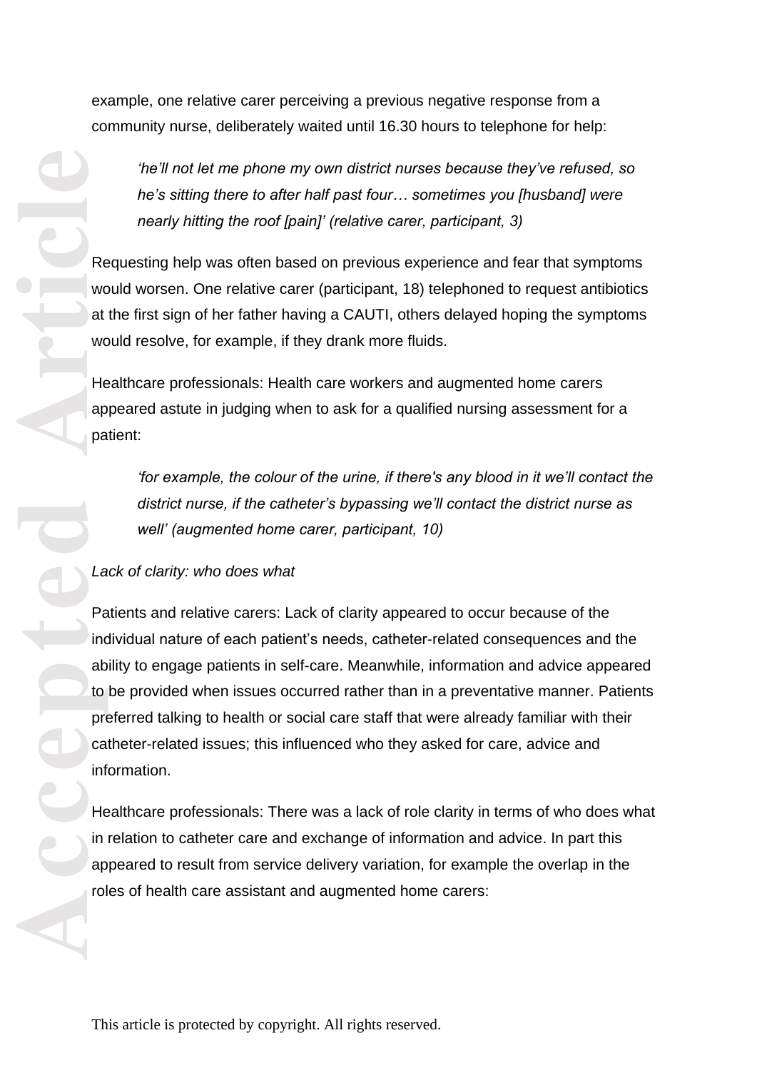example, one relative carer perceiving a previous negative response from a community nurse, deliberately waited until 16.30 hours to telephone for help:

> *'he'll not let me phone my own district nurses because they've refused, so he's sitting there to after half past four… sometimes you [husband] were nearly hitting the roof [pain]' (relative carer, participant, 3)*

Requesting help was often based on previous experience and fear that symptoms would worsen. One relative carer (participant, 18) telephoned to request antibiotics at the first sign of her father having a CAUTI, others delayed hoping the symptoms would resolve, for example, if they drank more fluids.

Healthcare professionals: Health care workers and augmented home carers appeared astute in judging when to ask for a qualified nursing assessment for a patient:

> *'for example, the colour of the urine, if there's any blood in it we'll contact the district nurse, if the catheter's bypassing we'll contact the district nurse as well' (augmented home carer, participant, 10)*

*Lack of clarity: who does what*

Patients and relative carers: Lack of clarity appeared to occur because of the individual nature of each patient's needs, catheter-related consequences and the ability to engage patients in self-care. Meanwhile, information and advice appeared to be provided when issues occurred rather than in a preventative manner. Patients preferred talking to health or social care staff that were already familiar with their catheter-related issues; this influenced who they asked for care, advice and information.

Healthcare professionals: There was a lack of role clarity in terms of who does what in relation to catheter care and exchange of information and advice. In part this appeared to result from service delivery variation, for example the overlap in the roles of health care assistant and augmented home carers: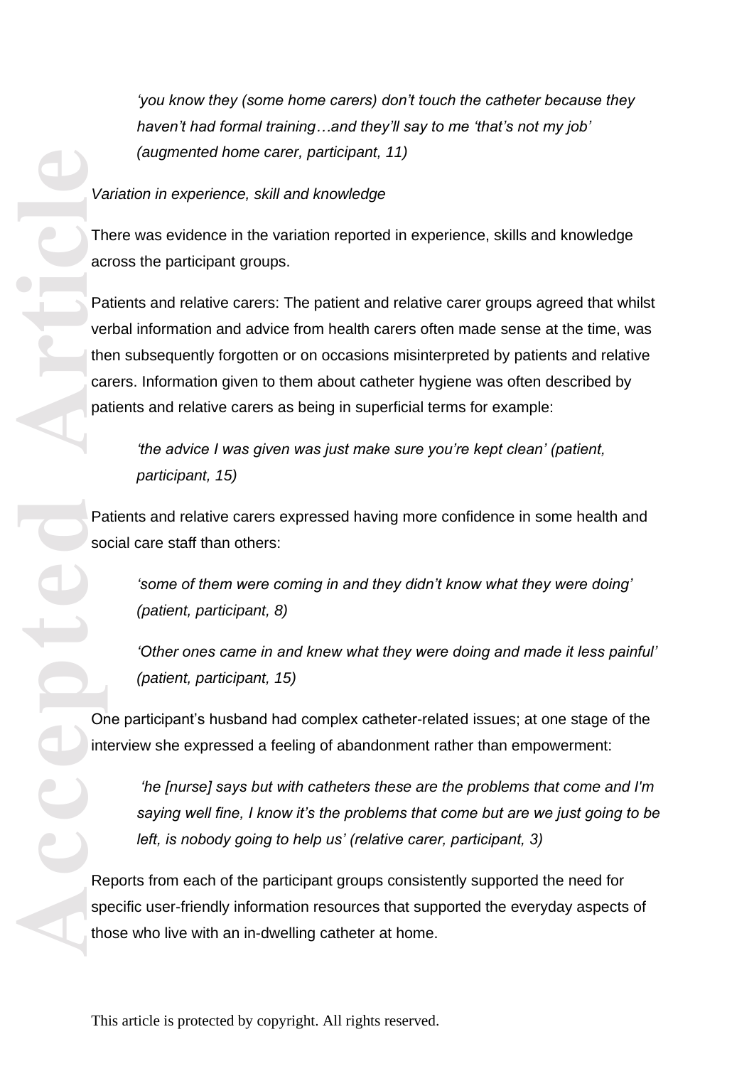> *'you know they (some home carers) don't touch the catheter because they haven't had formal training…and they'll say to me 'that's not my job' (augmented home carer, participant, 11)*

*Variation in experience, skill and knowledge*

There was evidence in the variation reported in experience, skills and knowledge across the participant groups.

Patients and relative carers: The patient and relative carer groups agreed that whilst verbal information and advice from health carers often made sense at the time, was then subsequently forgotten or on occasions misinterpreted by patients and relative carers. Information given to them about catheter hygiene was often described by patients and relative carers as being in superficial terms for example:

> *'the advice I was given was just make sure you're kept clean' (patient, participant, 15)*

Patients and relative carers expressed having more confidence in some health and social care staff than others:

> *'some of them were coming in and they didn't know what they were doing' (patient, participant, 8)*

> *'Other ones came in and knew what they were doing and made it less painful' (patient, participant, 15)*

One participant's husband had complex catheter-related issues; at one stage of the interview she expressed a feeling of abandonment rather than empowerment:

> *'he [nurse] says but with catheters these are the problems that come and I'm saying well fine, I know it's the problems that come but are we just going to be left, is nobody going to help us' (relative carer, participant, 3)*

Reports from each of the participant groups consistently supported the need for specific user-friendly information resources that supported the everyday aspects of those who live with an in-dwelling catheter at home.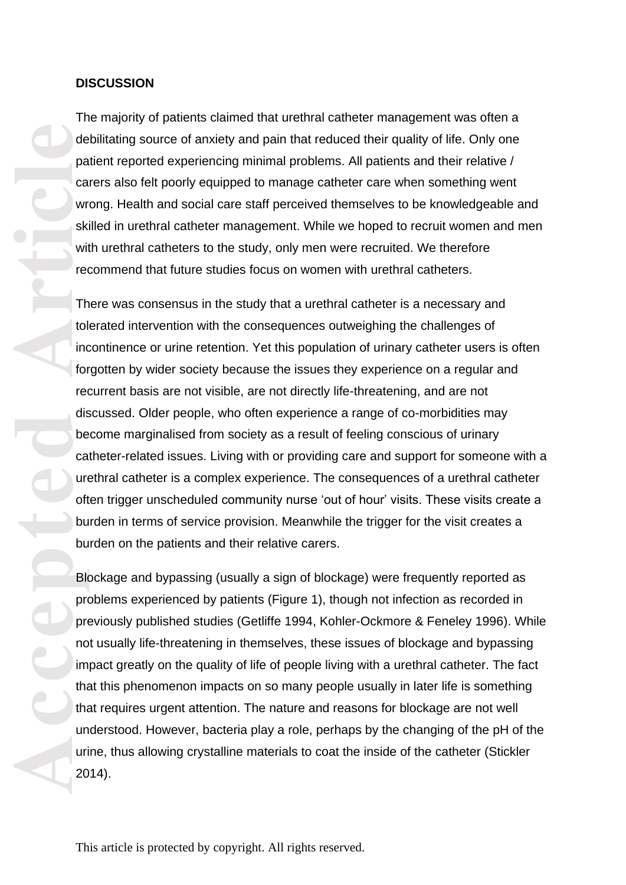**DISCUSSION**

The majority of patients claimed that urethral catheter management was often a debilitating source of anxiety and pain that reduced their quality of life. Only one patient reported experiencing minimal problems. All patients and their relative / carers also felt poorly equipped to manage catheter care when something went wrong. Health and social care staff perceived themselves to be knowledgeable and skilled in urethral catheter management. While we hoped to recruit women and men with urethral catheters to the study, only men were recruited. We therefore recommend that future studies focus on women with urethral catheters.

There was consensus in the study that a urethral catheter is a necessary and tolerated intervention with the consequences outweighing the challenges of incontinence or urine retention. Yet this population of urinary catheter users is often forgotten by wider society because the issues they experience on a regular and recurrent basis are not visible, are not directly life-threatening, and are not discussed. Older people, who often experience a range of co-morbidities may become marginalised from society as a result of feeling conscious of urinary catheter-related issues. Living with or providing care and support for someone with a urethral catheter is a complex experience. The consequences of a urethral catheter often trigger unscheduled community nurse 'out of hour' visits. These visits create a burden in terms of service provision. Meanwhile the trigger for the visit creates a burden on the patients and their relative carers.

Blockage and bypassing (usually a sign of blockage) were frequently reported as problems experienced by patients (Figure 1), though not infection as recorded in previously published studies (Getliffe 1994, Kohler-Ockmore & Feneley 1996). While not usually life-threatening in themselves, these issues of blockage and bypassing impact greatly on the quality of life of people living with a urethral catheter. The fact that this phenomenon impacts on so many people usually in later life is something that requires urgent attention. The nature and reasons for blockage are not well understood. However, bacteria play a role, perhaps by the changing of the pH of the urine, thus allowing crystalline materials to coat the inside of the catheter (Stickler 2014).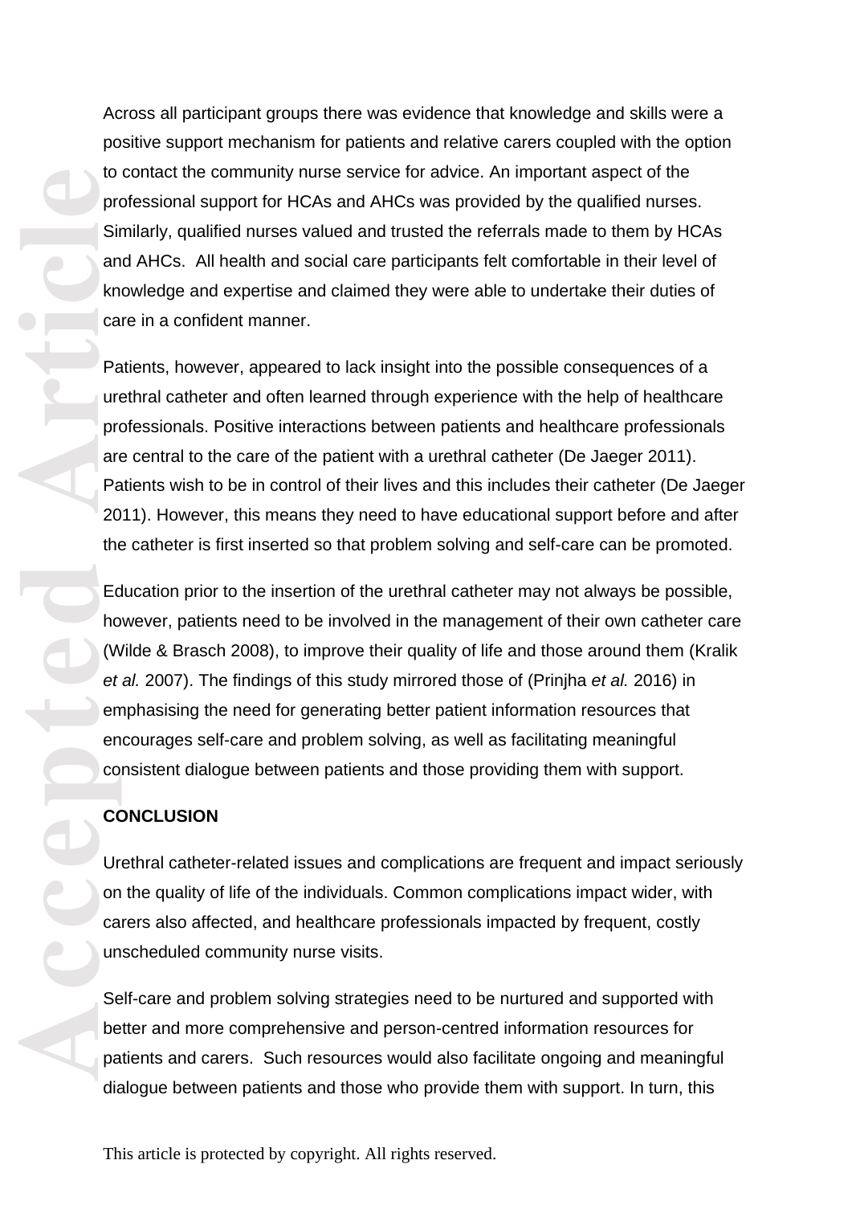Across all participant groups there was evidence that knowledge and skills were a positive support mechanism for patients and relative carers coupled with the option to contact the community nurse service for advice. An important aspect of the professional support for HCAs and AHCs was provided by the qualified nurses. Similarly, qualified nurses valued and trusted the referrals made to them by HCAs and AHCs. All health and social care participants felt comfortable in their level of knowledge and expertise and claimed they were able to undertake their duties of care in a confident manner.

Patients, however, appeared to lack insight into the possible consequences of a urethral catheter and often learned through experience with the help of healthcare professionals. Positive interactions between patients and healthcare professionals are central to the care of the patient with a urethral catheter (De Jaeger 2011). Patients wish to be in control of their lives and this includes their catheter (De Jaeger 2011). However, this means they need to have educational support before and after the catheter is first inserted so that problem solving and self-care can be promoted.

Education prior to the insertion of the urethral catheter may not always be possible, however, patients need to be involved in the management of their own catheter care (Wilde & Brasch 2008), to improve their quality of life and those around them (Kralik *et al.* 2007). The findings of this study mirrored those of (Prinjha *et al.* 2016) in emphasising the need for generating better patient information resources that encourages self-care and problem solving, as well as facilitating meaningful consistent dialogue between patients and those providing them with support.

## CONCLUSION

Urethral catheter-related issues and complications are frequent and impact seriously on the quality of life of the individuals. Common complications impact wider, with carers also affected, and healthcare professionals impacted by frequent, costly unscheduled community nurse visits.

Self-care and problem solving strategies need to be nurtured and supported with better and more comprehensive and person-centred information resources for patients and carers. Such resources would also facilitate ongoing and meaningful dialogue between patients and those who provide them with support. In turn, this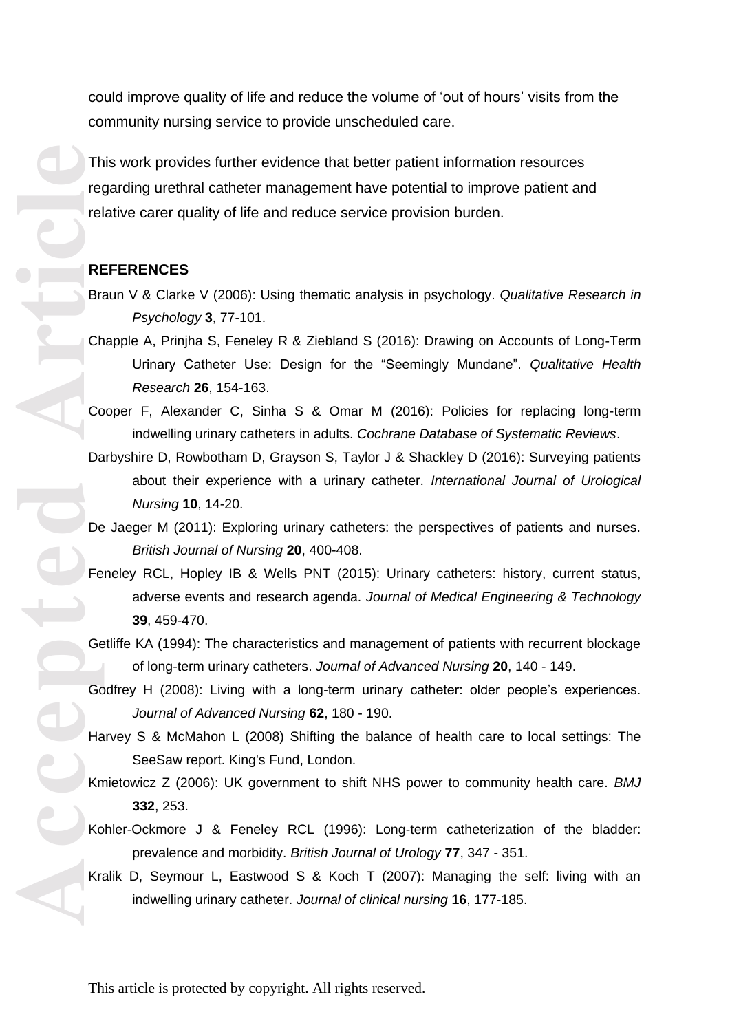could improve quality of life and reduce the volume of 'out of hours' visits from the community nursing service to provide unscheduled care.

This work provides further evidence that better patient information resources regarding urethral catheter management have potential to improve patient and relative carer quality of life and reduce service provision burden.

## REFERENCES

Braun V & Clarke V (2006): Using thematic analysis in psychology. *Qualitative Research in Psychology* **3**, 77-101.

Chapple A, Prinjha S, Feneley R & Ziebland S (2016): Drawing on Accounts of Long-Term Urinary Catheter Use: Design for the "Seemingly Mundane". *Qualitative Health Research* **26**, 154-163.

Cooper F, Alexander C, Sinha S & Omar M (2016): Policies for replacing long-term indwelling urinary catheters in adults. *Cochrane Database of Systematic Reviews*.

Darbyshire D, Rowbotham D, Grayson S, Taylor J & Shackley D (2016): Surveying patients about their experience with a urinary catheter. *International Journal of Urological Nursing* **10**, 14-20.

De Jaeger M (2011): Exploring urinary catheters: the perspectives of patients and nurses. *British Journal of Nursing* **20**, 400-408.

Feneley RCL, Hopley IB & Wells PNT (2015): Urinary catheters: history, current status, adverse events and research agenda. *Journal of Medical Engineering & Technology* **39**, 459-470.

Getliffe KA (1994): The characteristics and management of patients with recurrent blockage of long-term urinary catheters. *Journal of Advanced Nursing* **20**, 140 - 149.

Godfrey H (2008): Living with a long-term urinary catheter: older people's experiences. *Journal of Advanced Nursing* **62**, 180 - 190.

Harvey S & McMahon L (2008) Shifting the balance of health care to local settings: The SeeSaw report. King's Fund, London.

Kmietowicz Z (2006): UK government to shift NHS power to community health care. *BMJ* **332**, 253.

Kohler-Ockmore J & Feneley RCL (1996): Long-term catheterization of the bladder: prevalence and morbidity. *British Journal of Urology* **77**, 347 - 351.

Kralik D, Seymour L, Eastwood S & Koch T (2007): Managing the self: living with an indwelling urinary catheter. *Journal of clinical nursing* **16**, 177-185.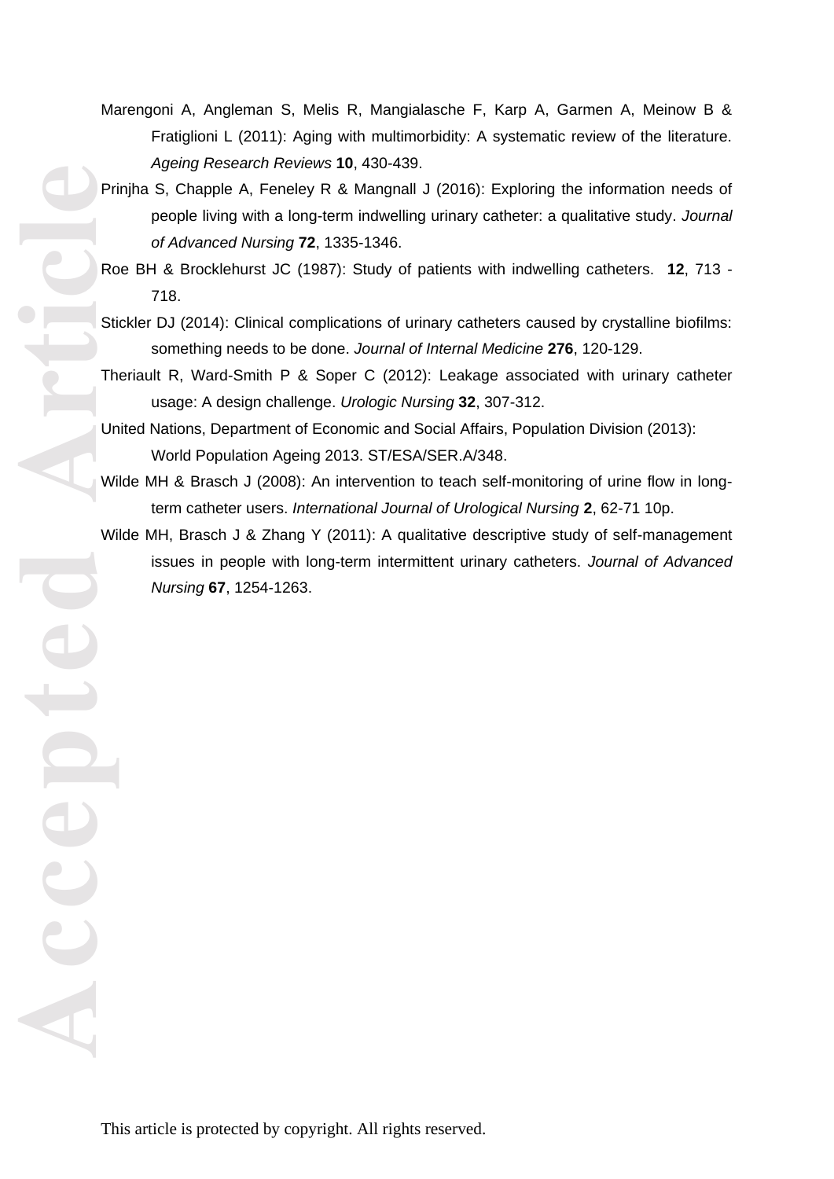Marengoni A, Angleman S, Melis R, Mangialasche F, Karp A, Garmen A, Meinow B & Fratiglioni L (2011): Aging with multimorbidity: A systematic review of the literature. *Ageing Research Reviews* **10**, 430-439.

Prinjha S, Chapple A, Feneley R & Mangnall J (2016): Exploring the information needs of people living with a long-term indwelling urinary catheter: a qualitative study. *Journal of Advanced Nursing* **72**, 1335-1346.

Roe BH & Brocklehurst JC (1987): Study of patients with indwelling catheters. **12**, 713 - 718.

Stickler DJ (2014): Clinical complications of urinary catheters caused by crystalline biofilms: something needs to be done. *Journal of Internal Medicine* **276**, 120-129.

Theriault R, Ward-Smith P & Soper C (2012): Leakage associated with urinary catheter usage: A design challenge. *Urologic Nursing* **32**, 307-312.

United Nations, Department of Economic and Social Affairs, Population Division (2013): World Population Ageing 2013. ST/ESA/SER.A/348.

Wilde MH & Brasch J (2008): An intervention to teach self-monitoring of urine flow in long-term catheter users. *International Journal of Urological Nursing* **2**, 62-71 10p.

Wilde MH, Brasch J & Zhang Y (2011): A qualitative descriptive study of self-management issues in people with long-term intermittent urinary catheters. *Journal of Advanced Nursing* **67**, 1254-1263.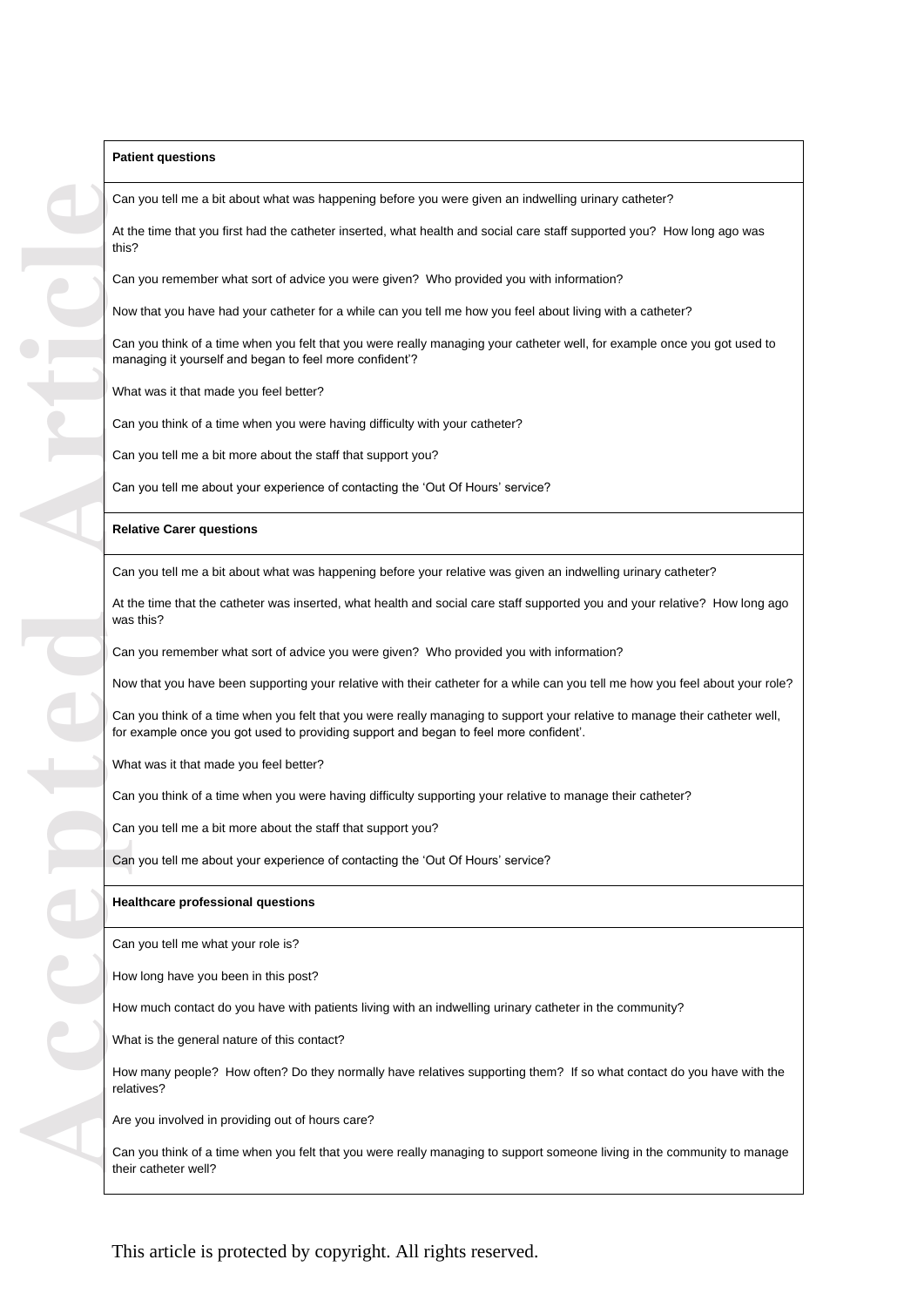| **Patient questions** |
|---|
| Can you tell me a bit about what was happening before you were given an indwelling urinary catheter?<br><br>At the time that you first had the catheter inserted, what health and social care staff supported you? How long ago was this?<br><br>Can you remember what sort of advice you were given? Who provided you with information?<br><br>Now that you have had your catheter for a while can you tell me how you feel about living with a catheter?<br><br>Can you think of a time when you felt that you were really managing your catheter well, for example once you got used to managing it yourself and began to feel more confident'?<br><br>What was it that made you feel better?<br><br>Can you think of a time when you were having difficulty with your catheter?<br><br>Can you tell me a bit more about the staff that support you?<br><br>Can you tell me about your experience of contacting the 'Out Of Hours' service? |
| **Relative Carer questions** |
| Can you tell me a bit about what was happening before your relative was given an indwelling urinary catheter?<br><br>At the time that the catheter was inserted, what health and social care staff supported you and your relative? How long ago was this?<br><br>Can you remember what sort of advice you were given? Who provided you with information?<br><br>Now that you have been supporting your relative with their catheter for a while can you tell me how you feel about your role?<br><br>Can you think of a time when you felt that you were really managing to support your relative to manage their catheter well, for example once you got used to providing support and began to feel more confident'.<br><br>What was it that made you feel better?<br><br>Can you think of a time when you were having difficulty supporting your relative to manage their catheter?<br><br>Can you tell me a bit more about the staff that support you?<br><br>Can you tell me about your experience of contacting the 'Out Of Hours' service? |
| **Healthcare professional questions** |
| Can you tell me what your role is?<br><br>How long have you been in this post?<br><br>How much contact do you have with patients living with an indwelling urinary catheter in the community?<br><br>What is the general nature of this contact?<br><br>How many people? How often? Do they normally have relatives supporting them? If so what contact do you have with the relatives?<br><br>Are you involved in providing out of hours care?<br><br>Can you think of a time when you felt that you were really managing to support someone living in the community to manage their catheter well? |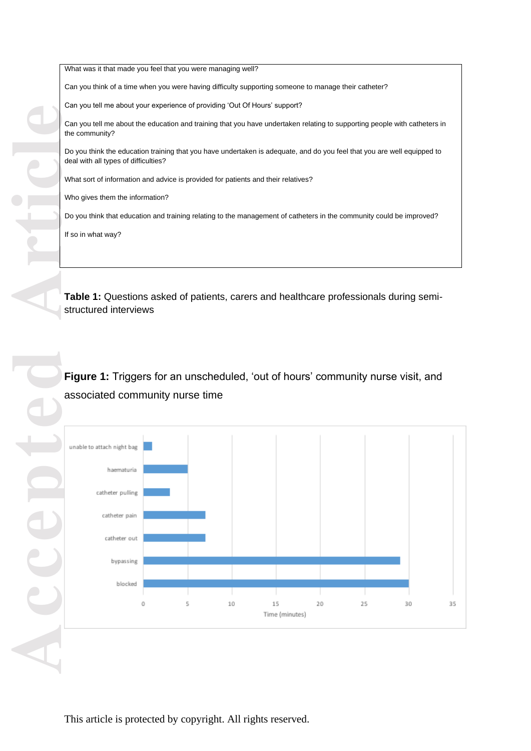What was it that made you feel that you were managing well?

Can you think of a time when you were having difficulty supporting someone to manage their catheter?

Can you tell me about your experience of providing 'Out Of Hours' support?

Can you tell me about the education and training that you have undertaken relating to supporting people with catheters in the community?

Do you think the education training that you have undertaken is adequate, and do you feel that you are well equipped to deal with all types of difficulties?

What sort of information and advice is provided for patients and their relatives?

Who gives them the information?

Do you think that education and training relating to the management of catheters in the community could be improved?

If so in what way?

**Table 1:** Questions asked of patients, carers and healthcare professionals during semi-structured interviews

**Figure 1:** Triggers for an unscheduled, 'out of hours' community nurse visit, and associated community nurse time

| Trigger | Time (minutes) |
|---|---|
| unable to attach night bag | 1 |
| haematuria | 5 |
| catheter pulling | 3 |
| catheter pain | 7 |
| catheter out | 7 |
| bypassing | 29 |
| blocked | 30 |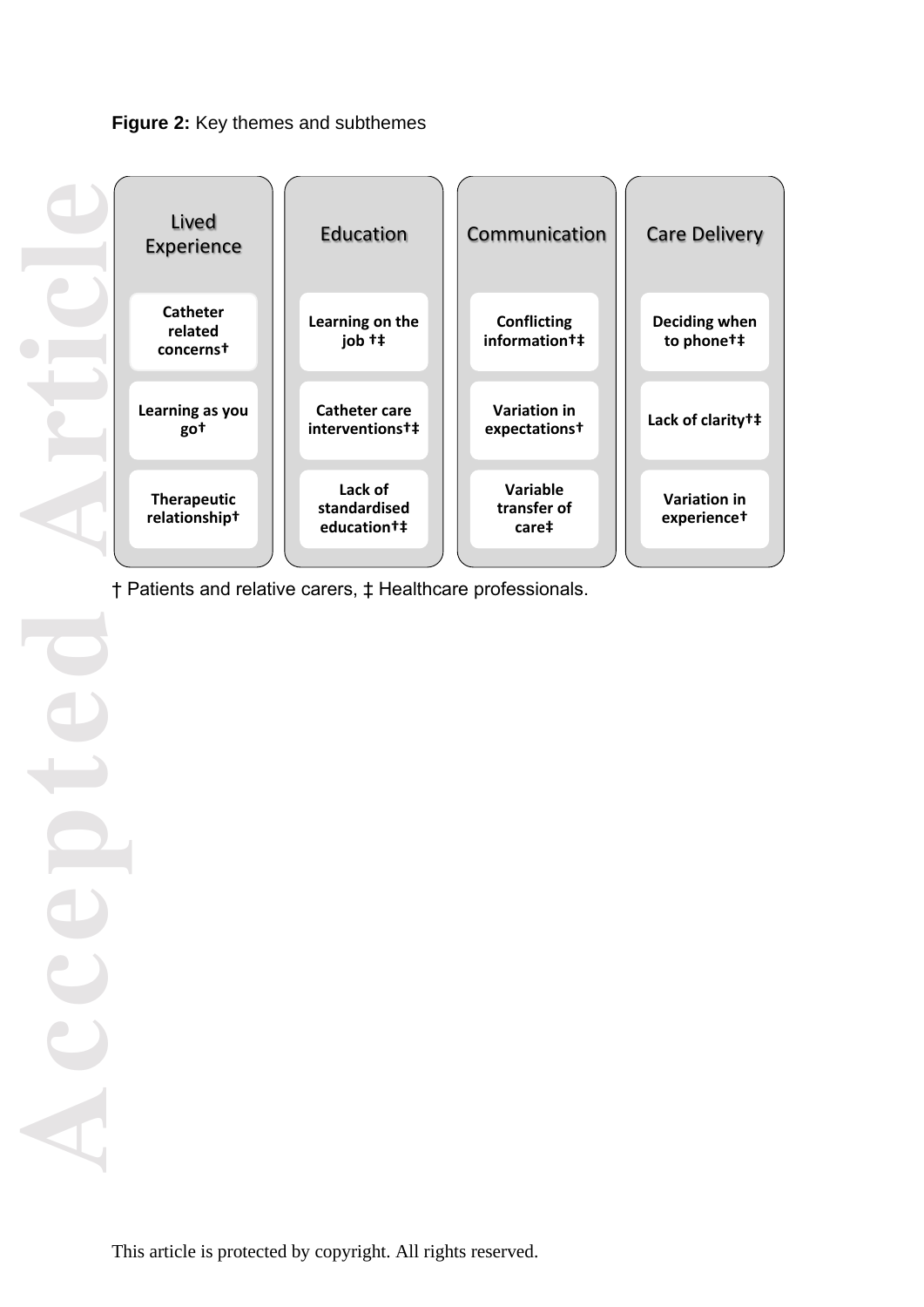**Figure 2:** Key themes and subthemes

Lived Experience

Catheter related concerns†

Learning as you go†

Therapeutic relationship†

Education

Learning on the job †‡

Catheter care interventions†‡

Lack of standardised education†‡

Communication

Conflicting information†‡

Variation in expectations†

Variable transfer of care‡

Care Delivery

Deciding when to phone†‡

Lack of clarity†‡

Variation in experience†

† Patients and relative carers, ‡ Healthcare professionals.